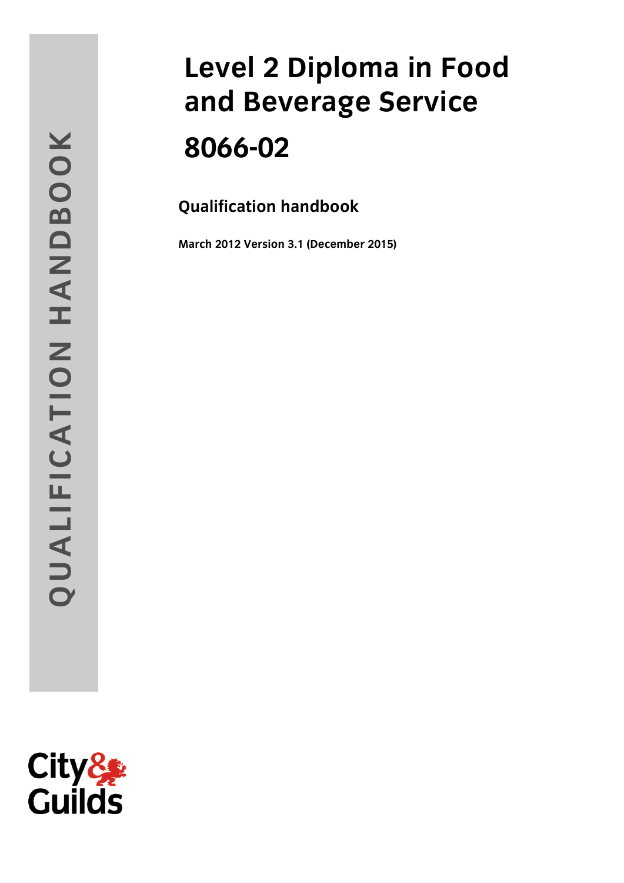QUALIFICATION HANDBOOK

# Level 2 Diploma in Food and Beverage Service

# 8066-02

## Qualification handbook

**March 2012 Version 3.1 (December 2015)**

City & Guilds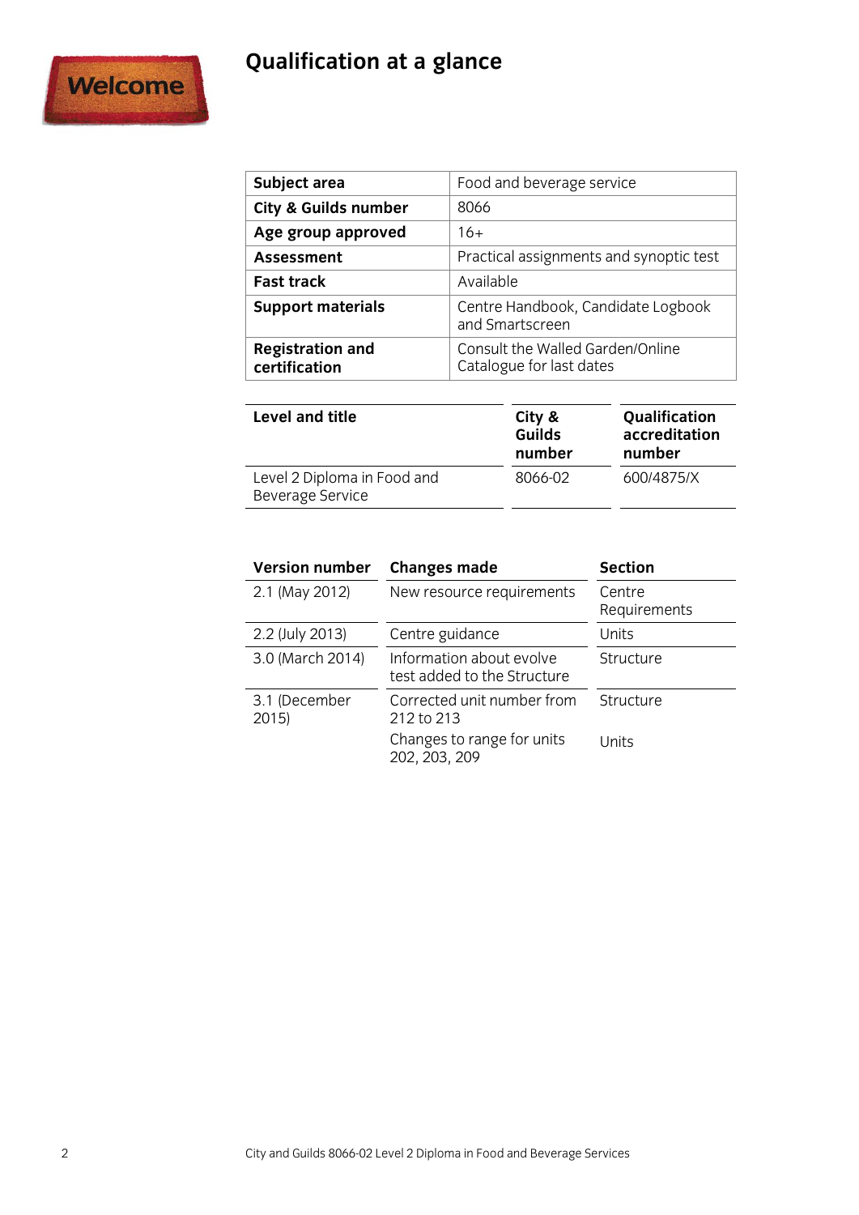# Qualification at a glance

| Subject area | Food and beverage service |
|---|---|
| City & Guilds number | 8066 |
| Age group approved | 16+ |
| Assessment | Practical assignments and synoptic test |
| Fast track | Available |
| Support materials | Centre Handbook, Candidate Logbook and Smartscreen |
| Registration and certification | Consult the Walled Garden/Online Catalogue for last dates |

| Level and title | City & Guilds number | Qualification accreditation number |
|---|---|---|
| Level 2 Diploma in Food and Beverage Service | 8066-02 | 600/4875/X |

| Version number | Changes made | Section |
|---|---|---|
| 2.1 (May 2012) | New resource requirements | Centre Requirements |
| 2.2 (July 2013) | Centre guidance | Units |
| 3.0 (March 2014) | Information about evolve test added to the Structure | Structure |
| 3.1 (December 2015) | Corrected unit number from 212 to 213 | Structure |
| | Changes to range for units 202, 203, 209 | Units |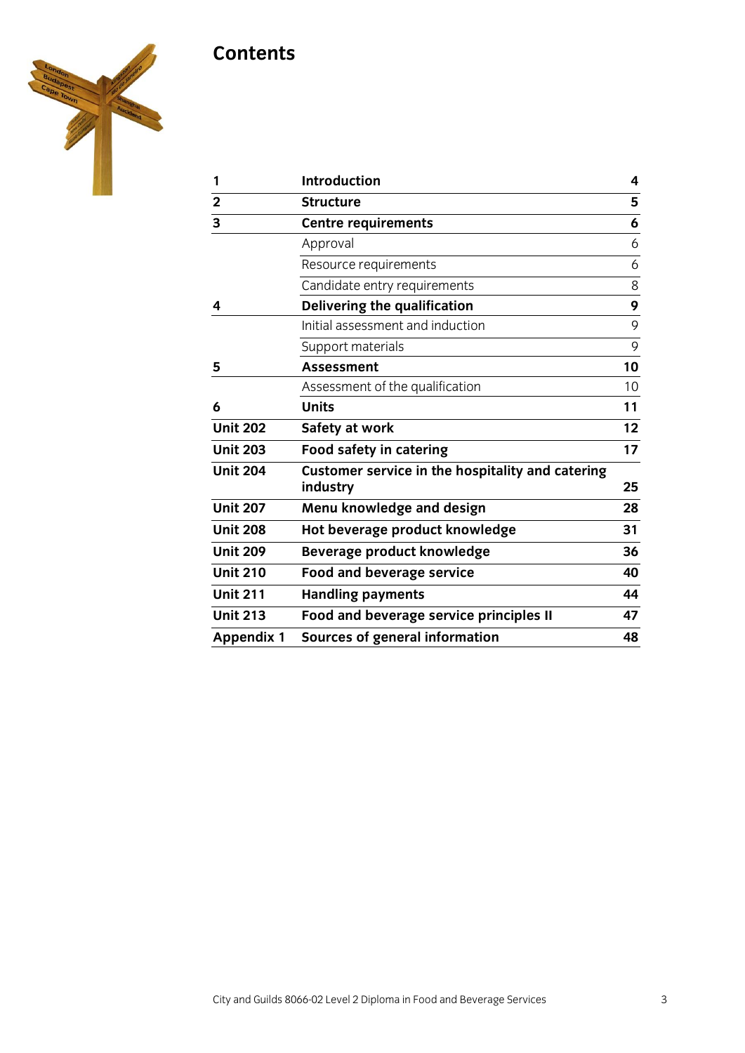# Contents

| | | |
|---|---|---|
| **1** | **Introduction** | **4** |
| **2** | **Structure** | **5** |
| **3** | **Centre requirements** | **6** |
| | Approval | 6 |
| | Resource requirements | 6 |
| | Candidate entry requirements | 8 |
| **4** | **Delivering the qualification** | **9** |
| | Initial assessment and induction | 9 |
| | Support materials | 9 |
| **5** | **Assessment** | **10** |
| | Assessment of the qualification | 10 |
| **6** | **Units** | **11** |
| **Unit 202** | **Safety at work** | **12** |
| **Unit 203** | **Food safety in catering** | **17** |
| **Unit 204** | **Customer service in the hospitality and catering industry** | **25** |
| **Unit 207** | **Menu knowledge and design** | **28** |
| **Unit 208** | **Hot beverage product knowledge** | **31** |
| **Unit 209** | **Beverage product knowledge** | **36** |
| **Unit 210** | **Food and beverage service** | **40** |
| **Unit 211** | **Handling payments** | **44** |
| **Unit 213** | **Food and beverage service principles II** | **47** |
| **Appendix 1** | **Sources of general information** | **48** |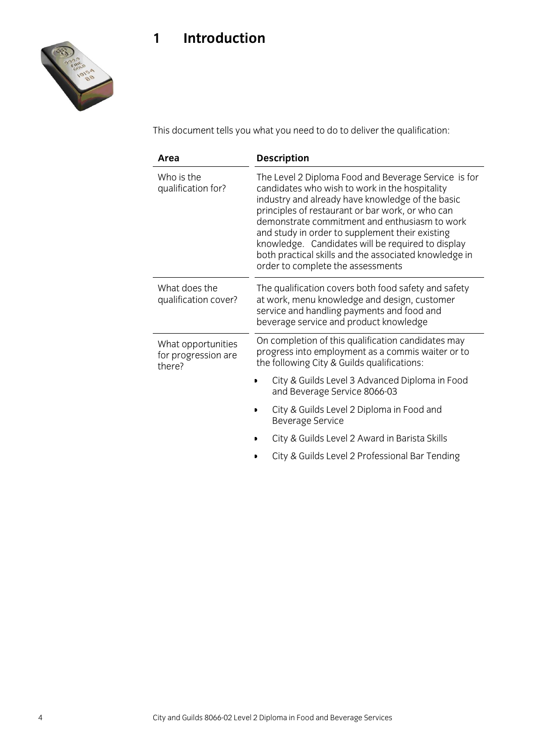# 1 Introduction

This document tells you what you need to do to deliver the qualification:

| Area | Description |
| --- | --- |
| Who is the qualification for? | The Level 2 Diploma Food and Beverage Service is for candidates who wish to work in the hospitality industry and already have knowledge of the basic principles of restaurant or bar work, or who can demonstrate commitment and enthusiasm to work and study in order to supplement their existing knowledge. Candidates will be required to display both practical skills and the associated knowledge in order to complete the assessments |
| What does the qualification cover? | The qualification covers both food safety and safety at work, menu knowledge and design, customer service and handling payments and food and beverage service and product knowledge |
| What opportunities for progression are there? | On completion of this qualification candidates may progress into employment as a commis waiter or to the following City & Guilds qualifications:<br>• City & Guilds Level 3 Advanced Diploma in Food and Beverage Service 8066-03<br>• City & Guilds Level 2 Diploma in Food and Beverage Service<br>• City & Guilds Level 2 Award in Barista Skills<br>• City & Guilds Level 2 Professional Bar Tending |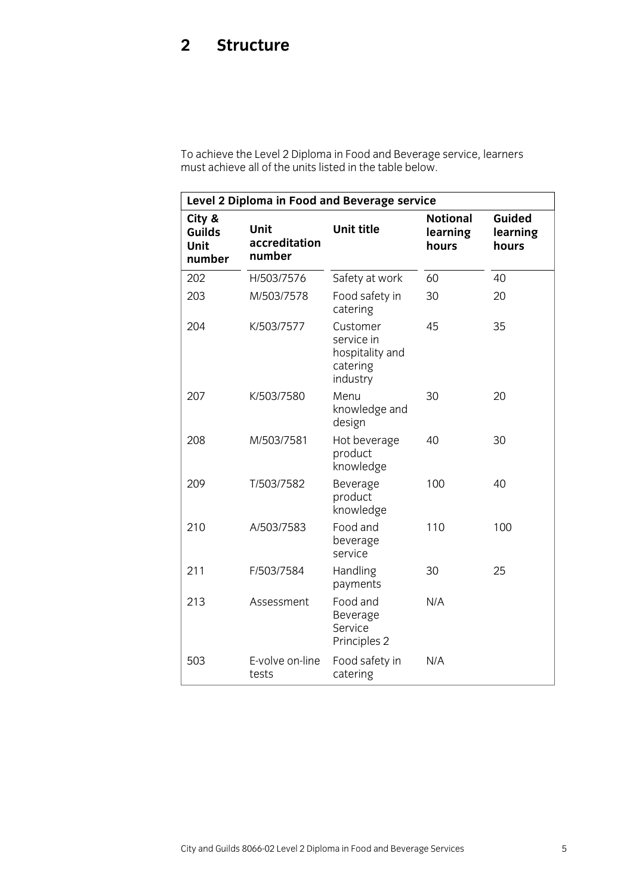# 2 Structure

To achieve the Level 2 Diploma in Food and Beverage service, learners must achieve all of the units listed in the table below.

| Level 2 Diploma in Food and Beverage service | | | | |
|---|---|---|---|---|
| **City & Guilds Unit number** | **Unit accreditation number** | **Unit title** | **Notional learning hours** | **Guided learning hours** |
| 202 | H/503/7576 | Safety at work | 60 | 40 |
| 203 | M/503/7578 | Food safety in catering | 30 | 20 |
| 204 | K/503/7577 | Customer service in hospitality and catering industry | 45 | 35 |
| 207 | K/503/7580 | Menu knowledge and design | 30 | 20 |
| 208 | M/503/7581 | Hot beverage product knowledge | 40 | 30 |
| 209 | T/503/7582 | Beverage product knowledge | 100 | 40 |
| 210 | A/503/7583 | Food and beverage service | 110 | 100 |
| 211 | F/503/7584 | Handling payments | 30 | 25 |
| 213 | Assessment | Food and Beverage Service Principles 2 | N/A | |
| 503 | E-volve on-line tests | Food safety in catering | N/A | |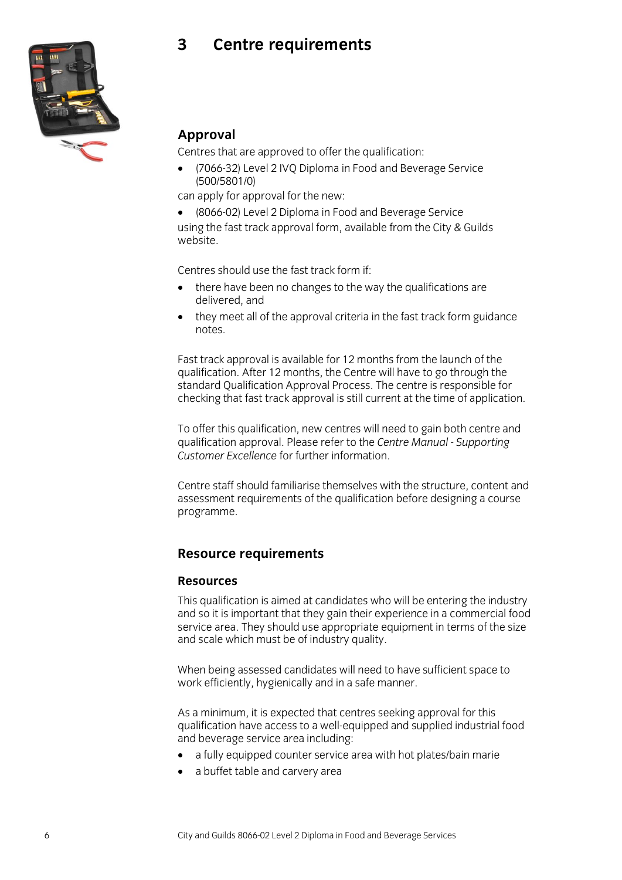# 3 Centre requirements

## Approval

Centres that are approved to offer the qualification:

- (7066-32) Level 2 IVQ Diploma in Food and Beverage Service (500/5801/0)

can apply for approval for the new:

- (8066-02) Level 2 Diploma in Food and Beverage Service

using the fast track approval form, available from the City & Guilds website.

Centres should use the fast track form if:

- there have been no changes to the way the qualifications are delivered, and
- they meet all of the approval criteria in the fast track form guidance notes.

Fast track approval is available for 12 months from the launch of the qualification. After 12 months, the Centre will have to go through the standard Qualification Approval Process. The centre is responsible for checking that fast track approval is still current at the time of application.

To offer this qualification, new centres will need to gain both centre and qualification approval. Please refer to the *Centre Manual - Supporting Customer Excellence* for further information.

Centre staff should familiarise themselves with the structure, content and assessment requirements of the qualification before designing a course programme.

## Resource requirements

### Resources

This qualification is aimed at candidates who will be entering the industry and so it is important that they gain their experience in a commercial food service area. They should use appropriate equipment in terms of the size and scale which must be of industry quality.

When being assessed candidates will need to have sufficient space to work efficiently, hygienically and in a safe manner.

As a minimum, it is expected that centres seeking approval for this qualification have access to a well-equipped and supplied industrial food and beverage service area including:

- a fully equipped counter service area with hot plates/bain marie
- a buffet table and carvery area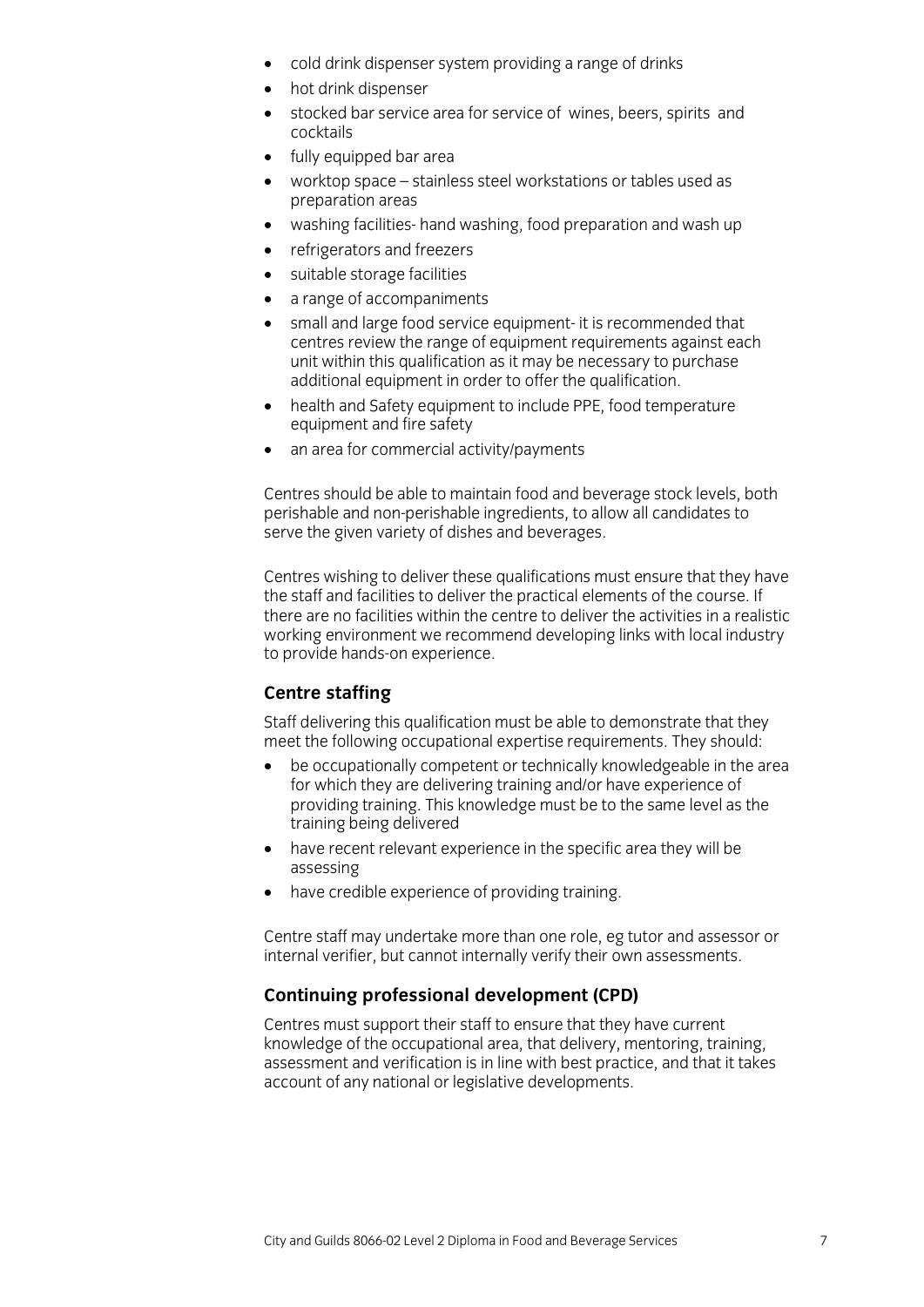- cold drink dispenser system providing a range of drinks
- hot drink dispenser
- stocked bar service area for service of wines, beers, spirits and cocktails
- fully equipped bar area
- worktop space – stainless steel workstations or tables used as preparation areas
- washing facilities- hand washing, food preparation and wash up
- refrigerators and freezers
- suitable storage facilities
- a range of accompaniments
- small and large food service equipment- it is recommended that centres review the range of equipment requirements against each unit within this qualification as it may be necessary to purchase additional equipment in order to offer the qualification.
- health and Safety equipment to include PPE, food temperature equipment and fire safety
- an area for commercial activity/payments

Centres should be able to maintain food and beverage stock levels, both perishable and non-perishable ingredients, to allow all candidates to serve the given variety of dishes and beverages.

Centres wishing to deliver these qualifications must ensure that they have the staff and facilities to deliver the practical elements of the course. If there are no facilities within the centre to deliver the activities in a realistic working environment we recommend developing links with local industry to provide hands-on experience.

## Centre staffing

Staff delivering this qualification must be able to demonstrate that they meet the following occupational expertise requirements. They should:

- be occupationally competent or technically knowledgeable in the area for which they are delivering training and/or have experience of providing training. This knowledge must be to the same level as the training being delivered
- have recent relevant experience in the specific area they will be assessing
- have credible experience of providing training.

Centre staff may undertake more than one role, eg tutor and assessor or internal verifier, but cannot internally verify their own assessments.

## Continuing professional development (CPD)

Centres must support their staff to ensure that they have current knowledge of the occupational area, that delivery, mentoring, training, assessment and verification is in line with best practice, and that it takes account of any national or legislative developments.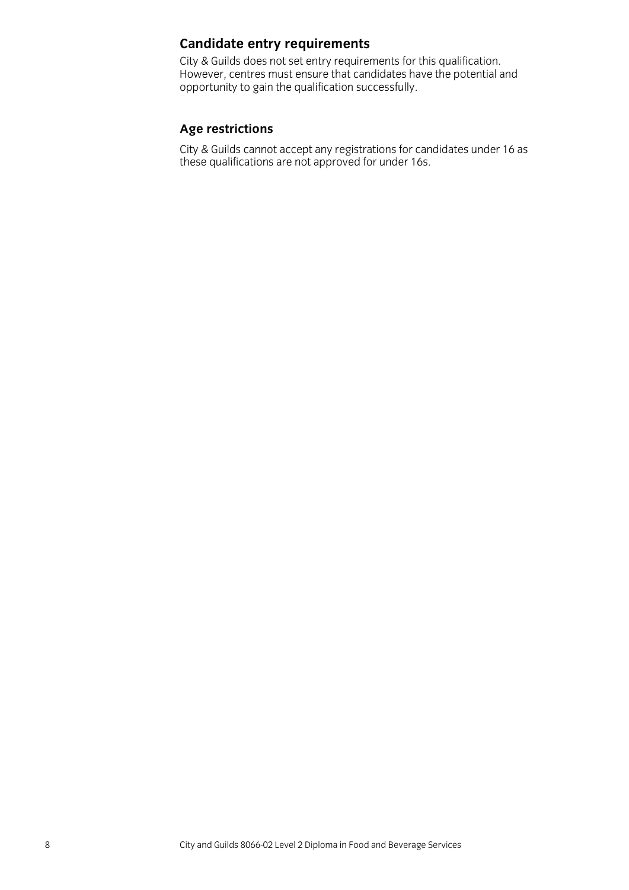## Candidate entry requirements

City & Guilds does not set entry requirements for this qualification. However, centres must ensure that candidates have the potential and opportunity to gain the qualification successfully.

## Age restrictions

City & Guilds cannot accept any registrations for candidates under 16 as these qualifications are not approved for under 16s.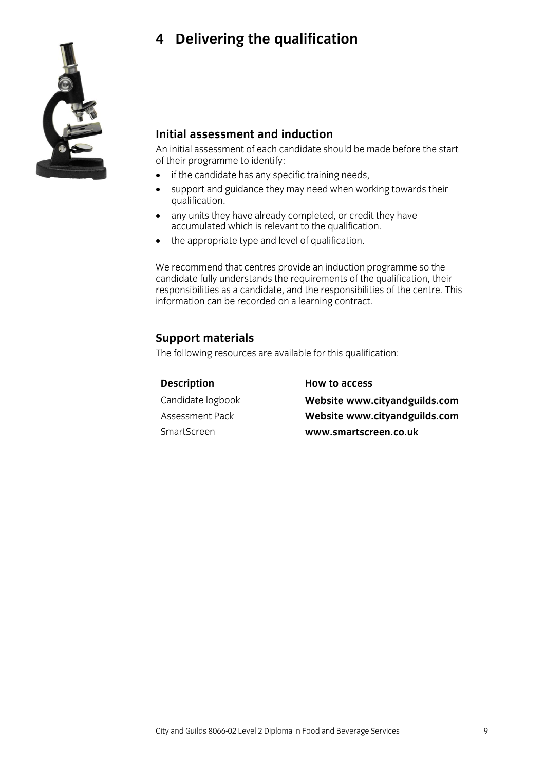# 4 Delivering the qualification

## Initial assessment and induction

An initial assessment of each candidate should be made before the start of their programme to identify:

- if the candidate has any specific training needs,
- support and guidance they may need when working towards their qualification.
- any units they have already completed, or credit they have accumulated which is relevant to the qualification.
- the appropriate type and level of qualification.

We recommend that centres provide an induction programme so the candidate fully understands the requirements of the qualification, their responsibilities as a candidate, and the responsibilities of the centre. This information can be recorded on a learning contract.

## Support materials

The following resources are available for this qualification:

| Description | How to access |
|---|---|
| Candidate logbook | **Website www.cityandguilds.com** |
| Assessment Pack | **Website www.cityandguilds.com** |
| SmartScreen | **www.smartscreen.co.uk** |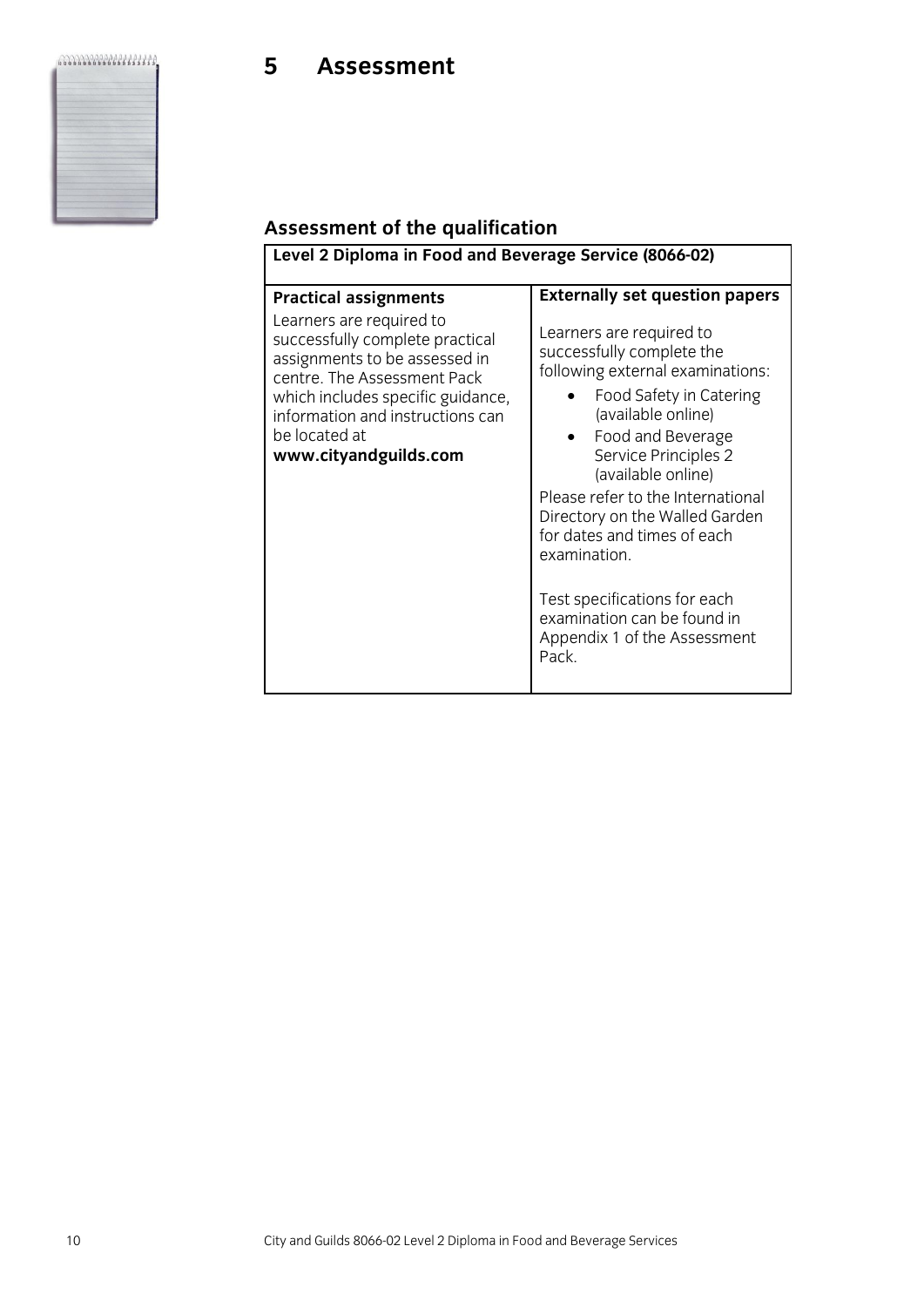# 5 Assessment

## Assessment of the qualification

| Level 2 Diploma in Food and Beverage Service (8066-02) | |
|---|---|
| **Practical assignments**<br>Learners are required to successfully complete practical assignments to be assessed in centre. The Assessment Pack which includes specific guidance, information and instructions can be located at **www.cityandguilds.com** | **Externally set question papers**<br>Learners are required to successfully complete the following external examinations:<br>• Food Safety in Catering (available online)<br>• Food and Beverage Service Principles 2 (available online)<br>Please refer to the International Directory on the Walled Garden for dates and times of each examination.<br><br>Test specifications for each examination can be found in Appendix 1 of the Assessment Pack. |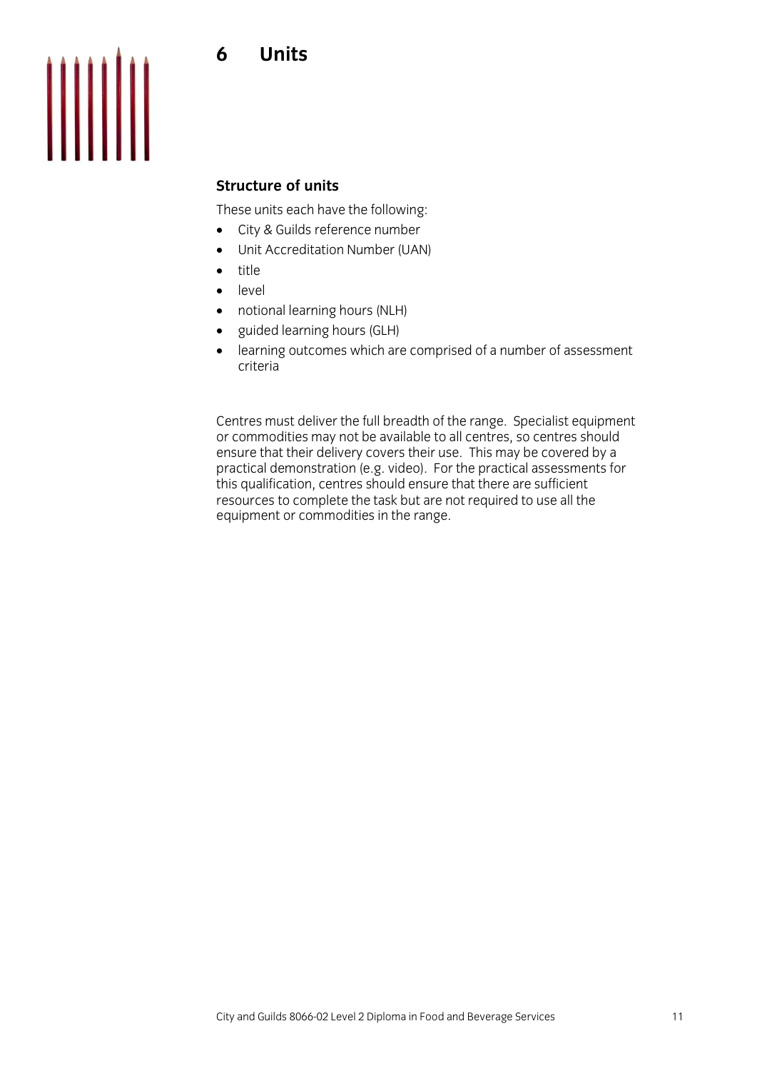# 6 Units

## Structure of units

These units each have the following:

- City & Guilds reference number
- Unit Accreditation Number (UAN)
- title
- level
- notional learning hours (NLH)
- guided learning hours (GLH)
- learning outcomes which are comprised of a number of assessment criteria

Centres must deliver the full breadth of the range. Specialist equipment or commodities may not be available to all centres, so centres should ensure that their delivery covers their use. This may be covered by a practical demonstration (e.g. video). For the practical assessments for this qualification, centres should ensure that there are sufficient resources to complete the task but are not required to use all the equipment or commodities in the range.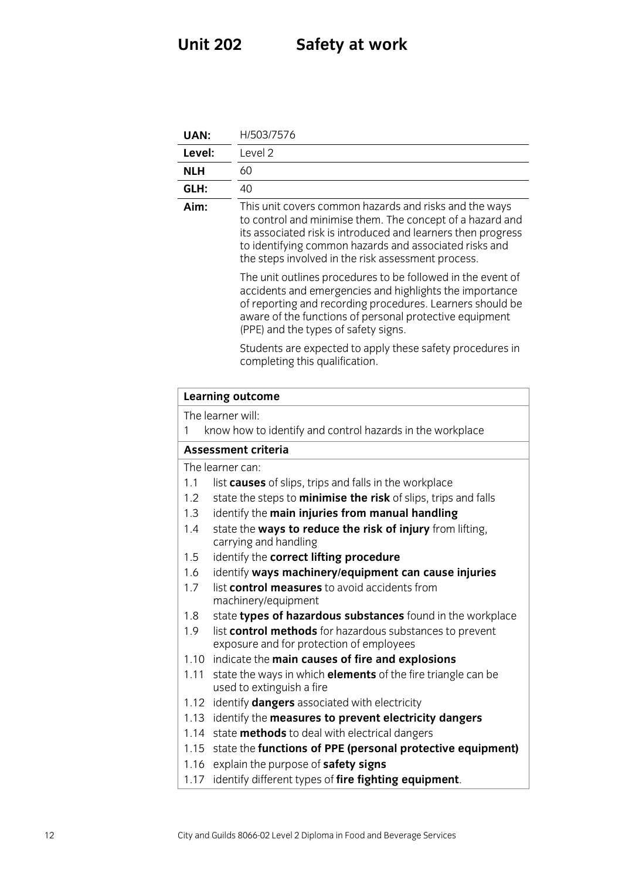# Unit 202 Safety at work

| | |
|---|---|
| **UAN:** | H/503/7576 |
| **Level:** | Level 2 |
| **NLH** | 60 |
| **GLH:** | 40 |
| **Aim:** | This unit covers common hazards and risks and the ways to control and minimise them. The concept of a hazard and its associated risk is introduced and learners then progress to identifying common hazards and associated risks and the steps involved in the risk assessment process.<br><br>The unit outlines procedures to be followed in the event of accidents and emergencies and highlights the importance of reporting and recording procedures. Learners should be aware of the functions of personal protective equipment (PPE) and the types of safety signs.<br><br>Students are expected to apply these safety procedures in completing this qualification. |

| **Learning outcome** |
|---|
| The learner will:<br>1 know how to identify and control hazards in the workplace |
| **Assessment criteria** |
| The learner can:<br>1.1 list **causes** of slips, trips and falls in the workplace<br>1.2 state the steps to **minimise the risk** of slips, trips and falls<br>1.3 identify the **main injuries from manual handling**<br>1.4 state the **ways to reduce the risk of injury** from lifting, carrying and handling<br>1.5 identify the **correct lifting procedure**<br>1.6 identify **ways machinery/equipment can cause injuries**<br>1.7 list **control measures** to avoid accidents from machinery/equipment<br>1.8 state **types of hazardous substances** found in the workplace<br>1.9 list **control methods** for hazardous substances to prevent exposure and for protection of employees<br>1.10 indicate the **main causes of fire and explosions**<br>1.11 state the ways in which **elements** of the fire triangle can be used to extinguish a fire<br>1.12 identify **dangers** associated with electricity<br>1.13 identify the **measures to prevent electricity dangers**<br>1.14 state **methods** to deal with electrical dangers<br>1.15 state the **functions of PPE (personal protective equipment)**<br>1.16 explain the purpose of **safety signs**<br>1.17 identify different types of **fire fighting equipment**. |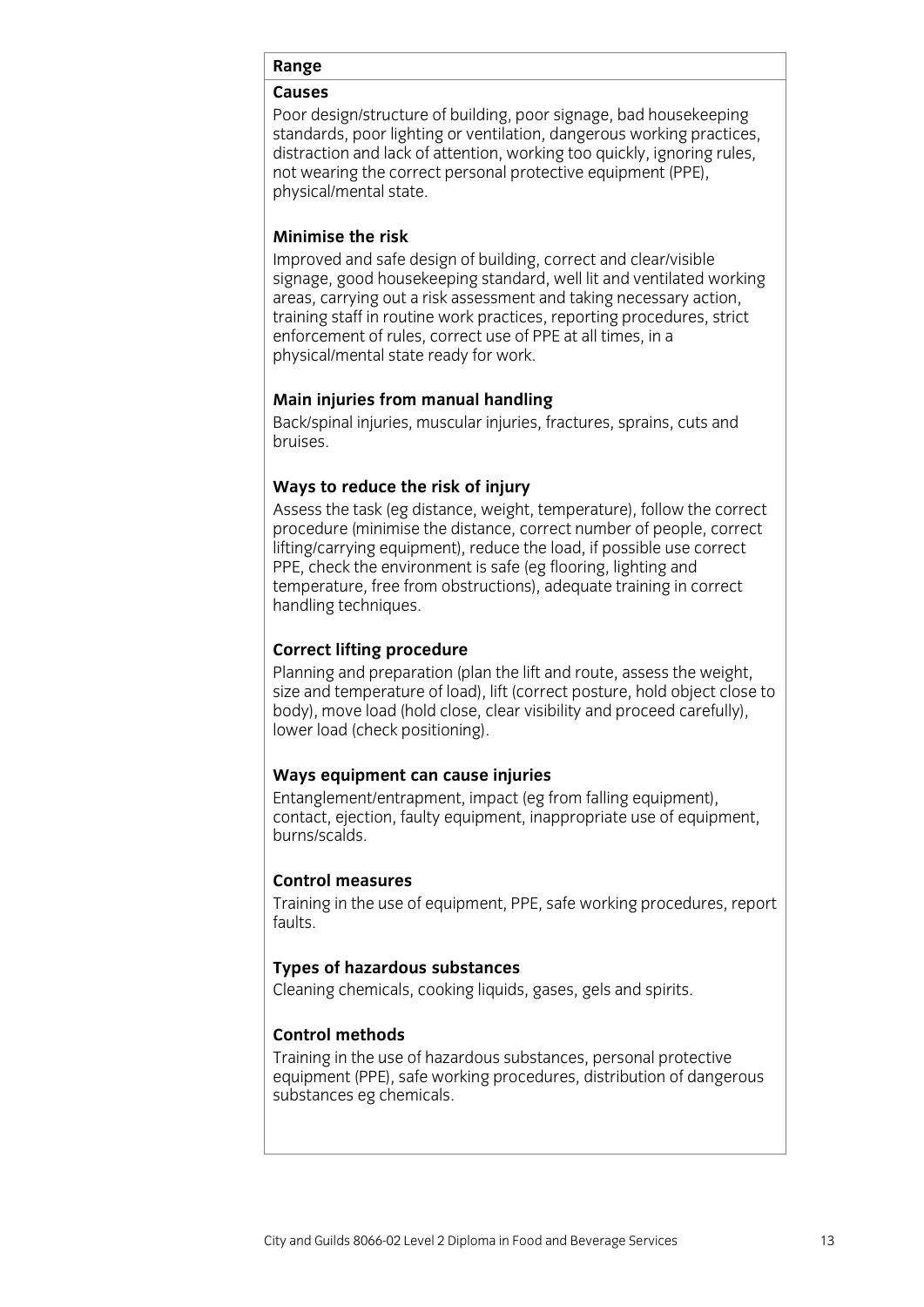**Range**

**Causes**

Poor design/structure of building, poor signage, bad housekeeping standards, poor lighting or ventilation, dangerous working practices, distraction and lack of attention, working too quickly, ignoring rules, not wearing the correct personal protective equipment (PPE), physical/mental state.

**Minimise the risk**

Improved and safe design of building, correct and clear/visible signage, good housekeeping standard, well lit and ventilated working areas, carrying out a risk assessment and taking necessary action, training staff in routine work practices, reporting procedures, strict enforcement of rules, correct use of PPE at all times, in a physical/mental state ready for work.

**Main injuries from manual handling**

Back/spinal injuries, muscular injuries, fractures, sprains, cuts and bruises.

**Ways to reduce the risk of injury**

Assess the task (eg distance, weight, temperature), follow the correct procedure (minimise the distance, correct number of people, correct lifting/carrying equipment), reduce the load, if possible use correct PPE, check the environment is safe (eg flooring, lighting and temperature, free from obstructions), adequate training in correct handling techniques.

**Correct lifting procedure**

Planning and preparation (plan the lift and route, assess the weight, size and temperature of load), lift (correct posture, hold object close to body), move load (hold close, clear visibility and proceed carefully), lower load (check positioning).

**Ways equipment can cause injuries**

Entanglement/entrapment, impact (eg from falling equipment), contact, ejection, faulty equipment, inappropriate use of equipment, burns/scalds.

**Control measures**

Training in the use of equipment, PPE, safe working procedures, report faults.

**Types of hazardous substances**

Cleaning chemicals, cooking liquids, gases, gels and spirits.

**Control methods**

Training in the use of hazardous substances, personal protective equipment (PPE), safe working procedures, distribution of dangerous substances eg chemicals.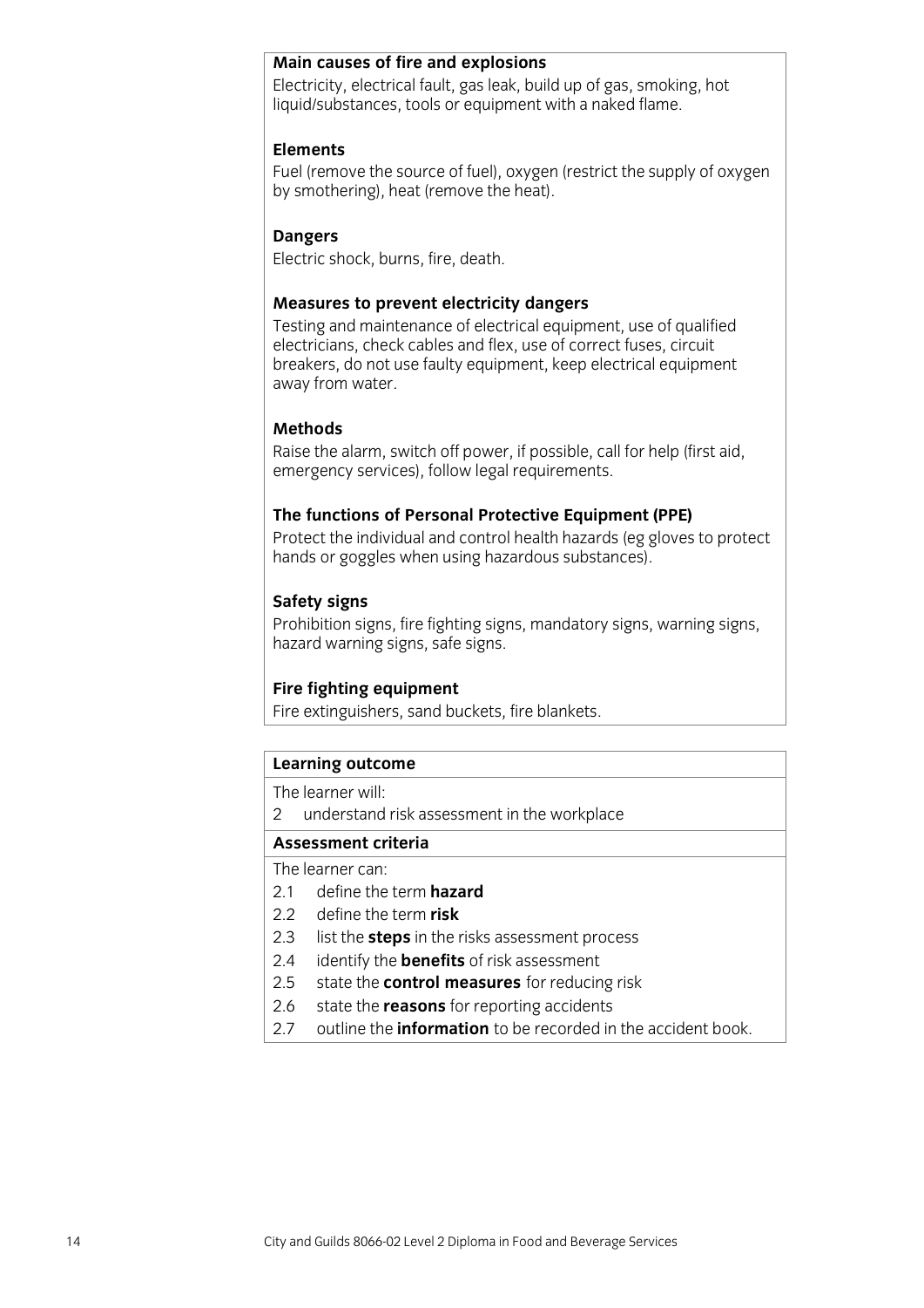**Main causes of fire and explosions**

Electricity, electrical fault, gas leak, build up of gas, smoking, hot liquid/substances, tools or equipment with a naked flame.

**Elements**

Fuel (remove the source of fuel), oxygen (restrict the supply of oxygen by smothering), heat (remove the heat).

**Dangers**

Electric shock, burns, fire, death.

**Measures to prevent electricity dangers**

Testing and maintenance of electrical equipment, use of qualified electricians, check cables and flex, use of correct fuses, circuit breakers, do not use faulty equipment, keep electrical equipment away from water.

**Methods**

Raise the alarm, switch off power, if possible, call for help (first aid, emergency services), follow legal requirements.

**The functions of Personal Protective Equipment (PPE)**

Protect the individual and control health hazards (eg gloves to protect hands or goggles when using hazardous substances).

**Safety signs**

Prohibition signs, fire fighting signs, mandatory signs, warning signs, hazard warning signs, safe signs.

**Fire fighting equipment**

Fire extinguishers, sand buckets, fire blankets.

**Learning outcome**

The learner will:

2 understand risk assessment in the workplace

**Assessment criteria**

The learner can:

- 2.1 define the term **hazard**
- 2.2 define the term **risk**
- 2.3 list the **steps** in the risks assessment process
- 2.4 identify the **benefits** of risk assessment
- 2.5 state the **control measures** for reducing risk
- 2.6 state the **reasons** for reporting accidents
- 2.7 outline the **information** to be recorded in the accident book.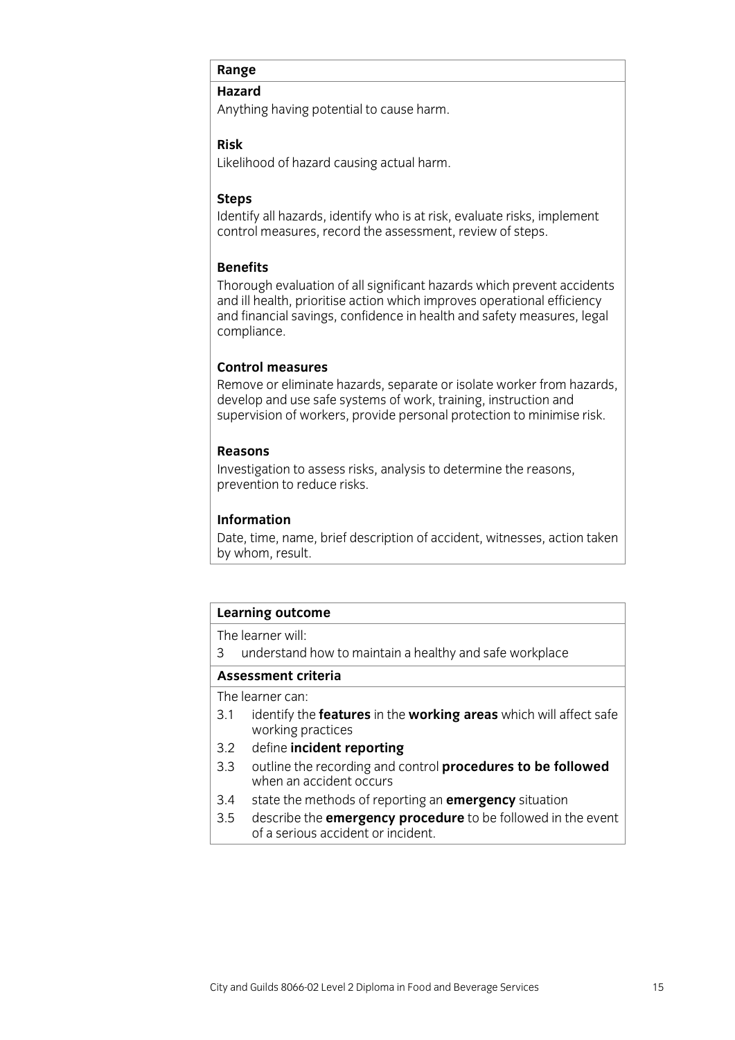**Range**

**Hazard**

Anything having potential to cause harm.

**Risk**

Likelihood of hazard causing actual harm.

**Steps**

Identify all hazards, identify who is at risk, evaluate risks, implement control measures, record the assessment, review of steps.

**Benefits**

Thorough evaluation of all significant hazards which prevent accidents and ill health, prioritise action which improves operational efficiency and financial savings, confidence in health and safety measures, legal compliance.

**Control measures**

Remove or eliminate hazards, separate or isolate worker from hazards, develop and use safe systems of work, training, instruction and supervision of workers, provide personal protection to minimise risk.

**Reasons**

Investigation to assess risks, analysis to determine the reasons, prevention to reduce risks.

**Information**

Date, time, name, brief description of accident, witnesses, action taken by whom, result.

**Learning outcome**

The learner will:

3 understand how to maintain a healthy and safe workplace

**Assessment criteria**

The learner can:

3.1 identify the **features** in the **working areas** which will affect safe working practices

3.2 define **incident reporting**

3.3 outline the recording and control **procedures to be followed** when an accident occurs

3.4 state the methods of reporting an **emergency** situation

3.5 describe the **emergency procedure** to be followed in the event of a serious accident or incident.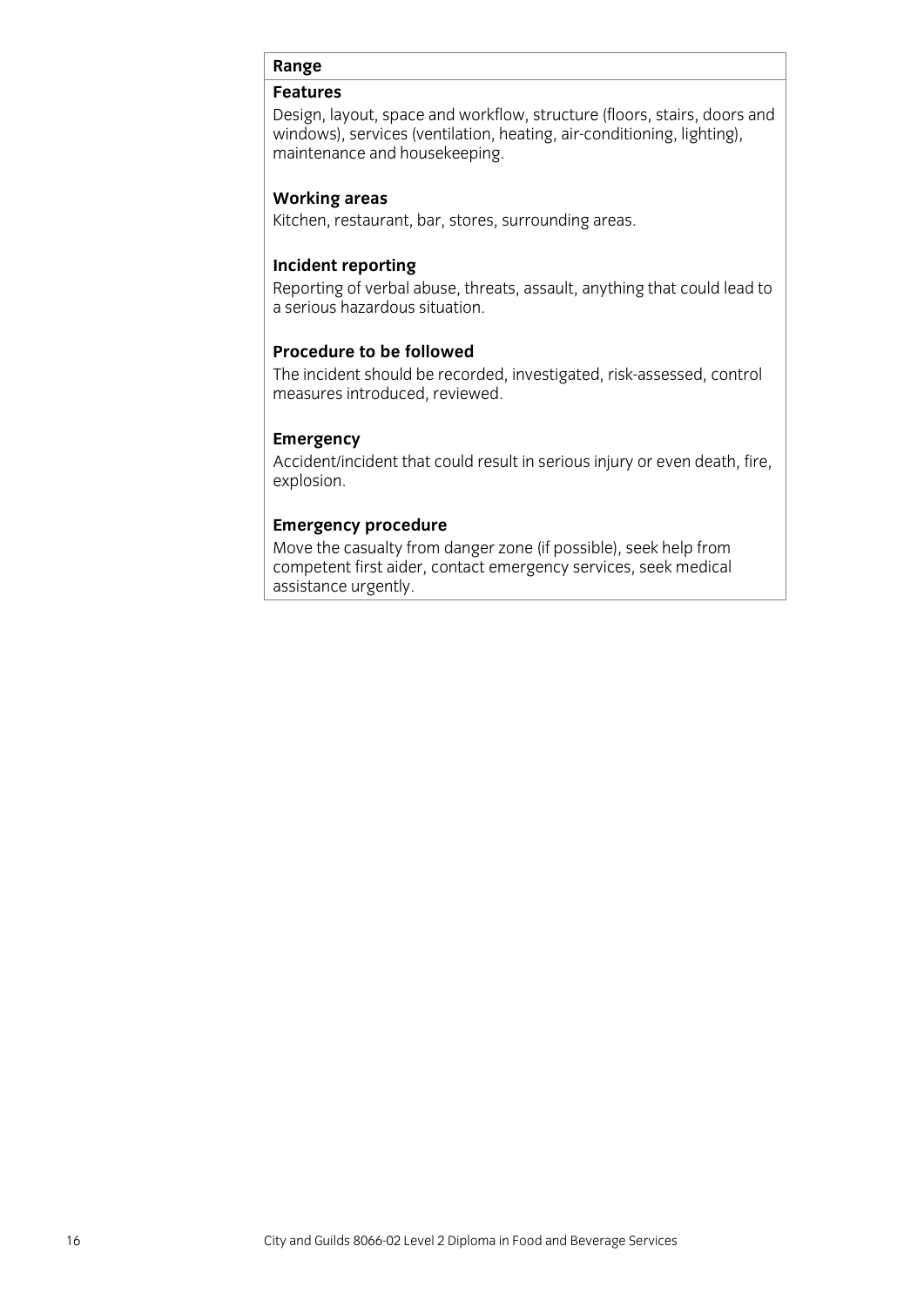**Range**

**Features**

Design, layout, space and workflow, structure (floors, stairs, doors and windows), services (ventilation, heating, air-conditioning, lighting), maintenance and housekeeping.

**Working areas**

Kitchen, restaurant, bar, stores, surrounding areas.

**Incident reporting**

Reporting of verbal abuse, threats, assault, anything that could lead to a serious hazardous situation.

**Procedure to be followed**

The incident should be recorded, investigated, risk-assessed, control measures introduced, reviewed.

**Emergency**

Accident/incident that could result in serious injury or even death, fire, explosion.

**Emergency procedure**

Move the casualty from danger zone (if possible), seek help from competent first aider, contact emergency services, seek medical assistance urgently.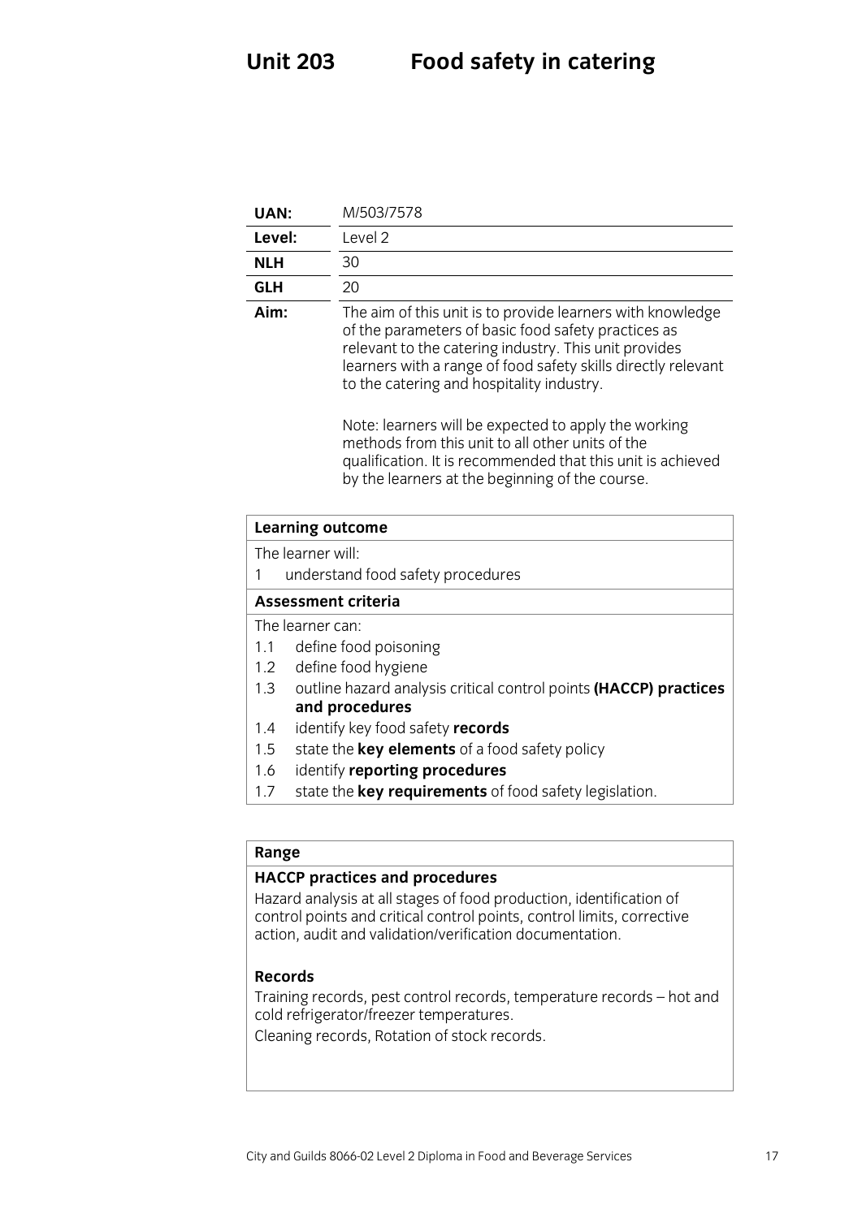# Unit 203 Food safety in catering

| | |
|---|---|
| **UAN:** | M/503/7578 |
| **Level:** | Level 2 |
| **NLH** | 30 |
| **GLH** | 20 |
| **Aim:** | The aim of this unit is to provide learners with knowledge of the parameters of basic food safety practices as relevant to the catering industry. This unit provides learners with a range of food safety skills directly relevant to the catering and hospitality industry.<br><br>Note: learners will be expected to apply the working methods from this unit to all other units of the qualification. It is recommended that this unit is achieved by the learners at the beginning of the course. |

**Learning outcome**

The learner will:

1 understand food safety procedures

**Assessment criteria**

The learner can:

1.1 define food poisoning
1.2 define food hygiene
1.3 outline hazard analysis critical control points **(HACCP) practices and procedures**
1.4 identify key food safety **records**
1.5 state the **key elements** of a food safety policy
1.6 identify **reporting procedures**
1.7 state the **key requirements** of food safety legislation.

**Range**

**HACCP practices and procedures**

Hazard analysis at all stages of food production, identification of control points and critical control points, control limits, corrective action, audit and validation/verification documentation.

**Records**

Training records, pest control records, temperature records – hot and cold refrigerator/freezer temperatures.

Cleaning records, Rotation of stock records.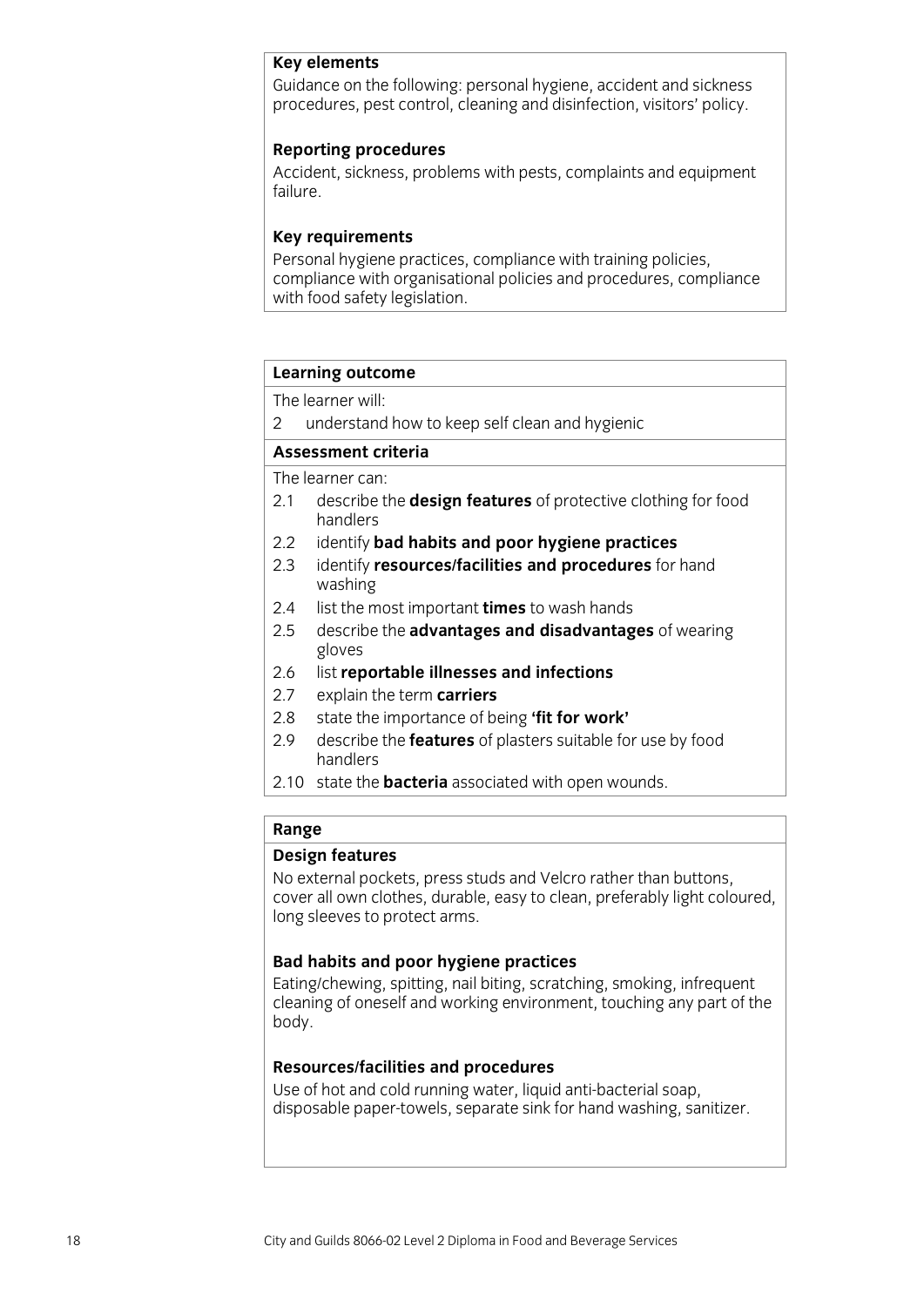**Key elements**

Guidance on the following: personal hygiene, accident and sickness procedures, pest control, cleaning and disinfection, visitors' policy.

**Reporting procedures**

Accident, sickness, problems with pests, complaints and equipment failure.

**Key requirements**

Personal hygiene practices, compliance with training policies, compliance with organisational policies and procedures, compliance with food safety legislation.

**Learning outcome**

The learner will:

2 understand how to keep self clean and hygienic

**Assessment criteria**

The learner can:

- 2.1 describe the **design features** of protective clothing for food handlers
- 2.2 identify **bad habits and poor hygiene practices**
- 2.3 identify **resources/facilities and procedures** for hand washing
- 2.4 list the most important **times** to wash hands
- 2.5 describe the **advantages and disadvantages** of wearing gloves
- 2.6 list **reportable illnesses and infections**
- 2.7 explain the term **carriers**
- 2.8 state the importance of being **'fit for work'**
- 2.9 describe the **features** of plasters suitable for use by food handlers
- 2.10 state the **bacteria** associated with open wounds.

**Range**

**Design features**

No external pockets, press studs and Velcro rather than buttons, cover all own clothes, durable, easy to clean, preferably light coloured, long sleeves to protect arms.

**Bad habits and poor hygiene practices**

Eating/chewing, spitting, nail biting, scratching, smoking, infrequent cleaning of oneself and working environment, touching any part of the body.

**Resources/facilities and procedures**

Use of hot and cold running water, liquid anti-bacterial soap, disposable paper-towels, separate sink for hand washing, sanitizer.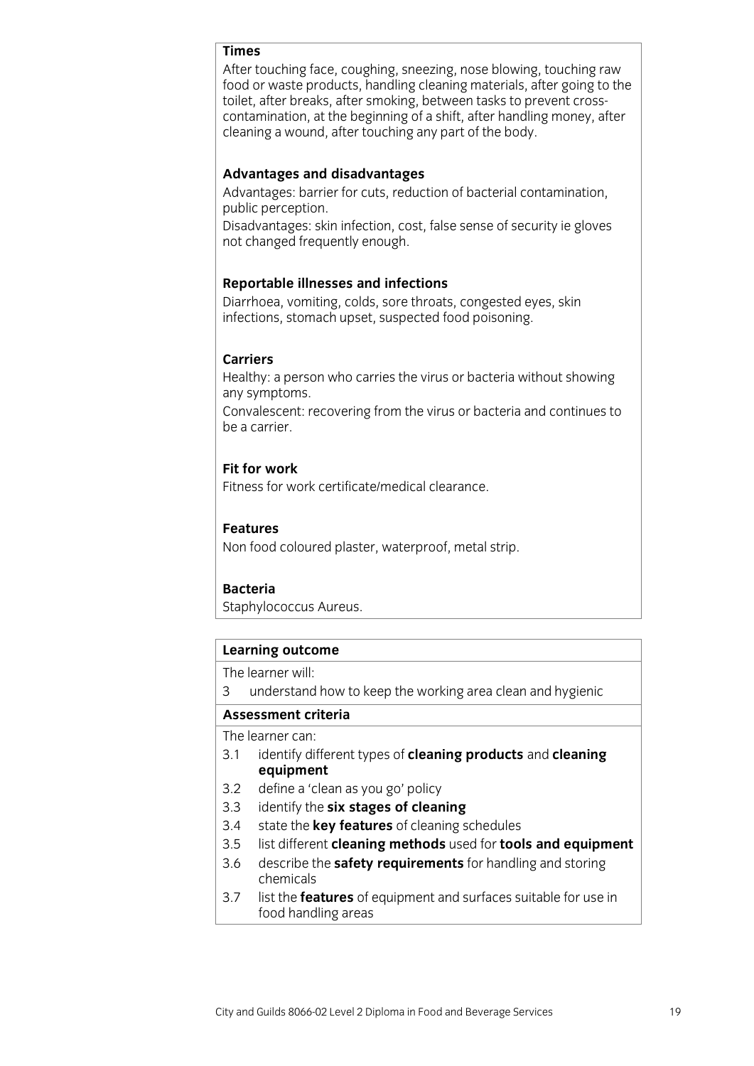**Times**

After touching face, coughing, sneezing, nose blowing, touching raw food or waste products, handling cleaning materials, after going to the toilet, after breaks, after smoking, between tasks to prevent cross-contamination, at the beginning of a shift, after handling money, after cleaning a wound, after touching any part of the body.

**Advantages and disadvantages**

Advantages: barrier for cuts, reduction of bacterial contamination, public perception.

Disadvantages: skin infection, cost, false sense of security ie gloves not changed frequently enough.

**Reportable illnesses and infections**

Diarrhoea, vomiting, colds, sore throats, congested eyes, skin infections, stomach upset, suspected food poisoning.

**Carriers**

Healthy: a person who carries the virus or bacteria without showing any symptoms.

Convalescent: recovering from the virus or bacteria and continues to be a carrier.

**Fit for work**

Fitness for work certificate/medical clearance.

**Features**

Non food coloured plaster, waterproof, metal strip.

**Bacteria**

Staphylococcus Aureus.

**Learning outcome**

The learner will:

3 understand how to keep the working area clean and hygienic

**Assessment criteria**

The learner can:

3.1 identify different types of **cleaning products** and **cleaning equipment**

3.2 define a 'clean as you go' policy

3.3 identify the **six stages of cleaning**

3.4 state the **key features** of cleaning schedules

3.5 list different **cleaning methods** used for **tools and equipment**

3.6 describe the **safety requirements** for handling and storing chemicals

3.7 list the **features** of equipment and surfaces suitable for use in food handling areas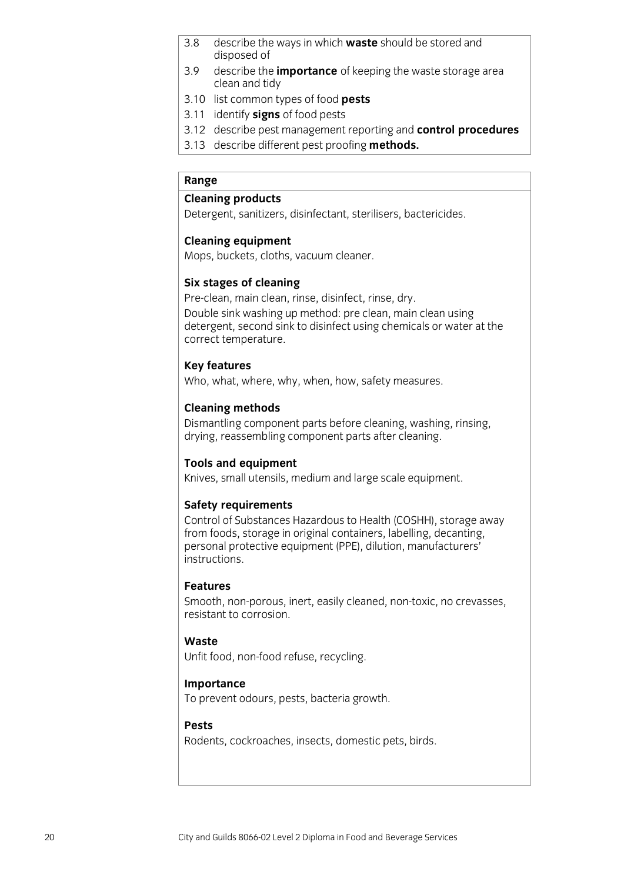3.8 describe the ways in which **waste** should be stored and disposed of

3.9 describe the **importance** of keeping the waste storage area clean and tidy

3.10 list common types of food **pests**

3.11 identify **signs** of food pests

3.12 describe pest management reporting and **control procedures**

3.13 describe different pest proofing **methods.**

## Range

**Cleaning products**

Detergent, sanitizers, disinfectant, sterilisers, bactericides.

**Cleaning equipment**

Mops, buckets, cloths, vacuum cleaner.

**Six stages of cleaning**

Pre-clean, main clean, rinse, disinfect, rinse, dry.

Double sink washing up method: pre clean, main clean using detergent, second sink to disinfect using chemicals or water at the correct temperature.

**Key features**

Who, what, where, why, when, how, safety measures.

**Cleaning methods**

Dismantling component parts before cleaning, washing, rinsing, drying, reassembling component parts after cleaning.

**Tools and equipment**

Knives, small utensils, medium and large scale equipment.

**Safety requirements**

Control of Substances Hazardous to Health (COSHH), storage away from foods, storage in original containers, labelling, decanting, personal protective equipment (PPE), dilution, manufacturers' instructions.

**Features**

Smooth, non-porous, inert, easily cleaned, non-toxic, no crevasses, resistant to corrosion.

**Waste**

Unfit food, non-food refuse, recycling.

**Importance**

To prevent odours, pests, bacteria growth.

**Pests**

Rodents, cockroaches, insects, domestic pets, birds.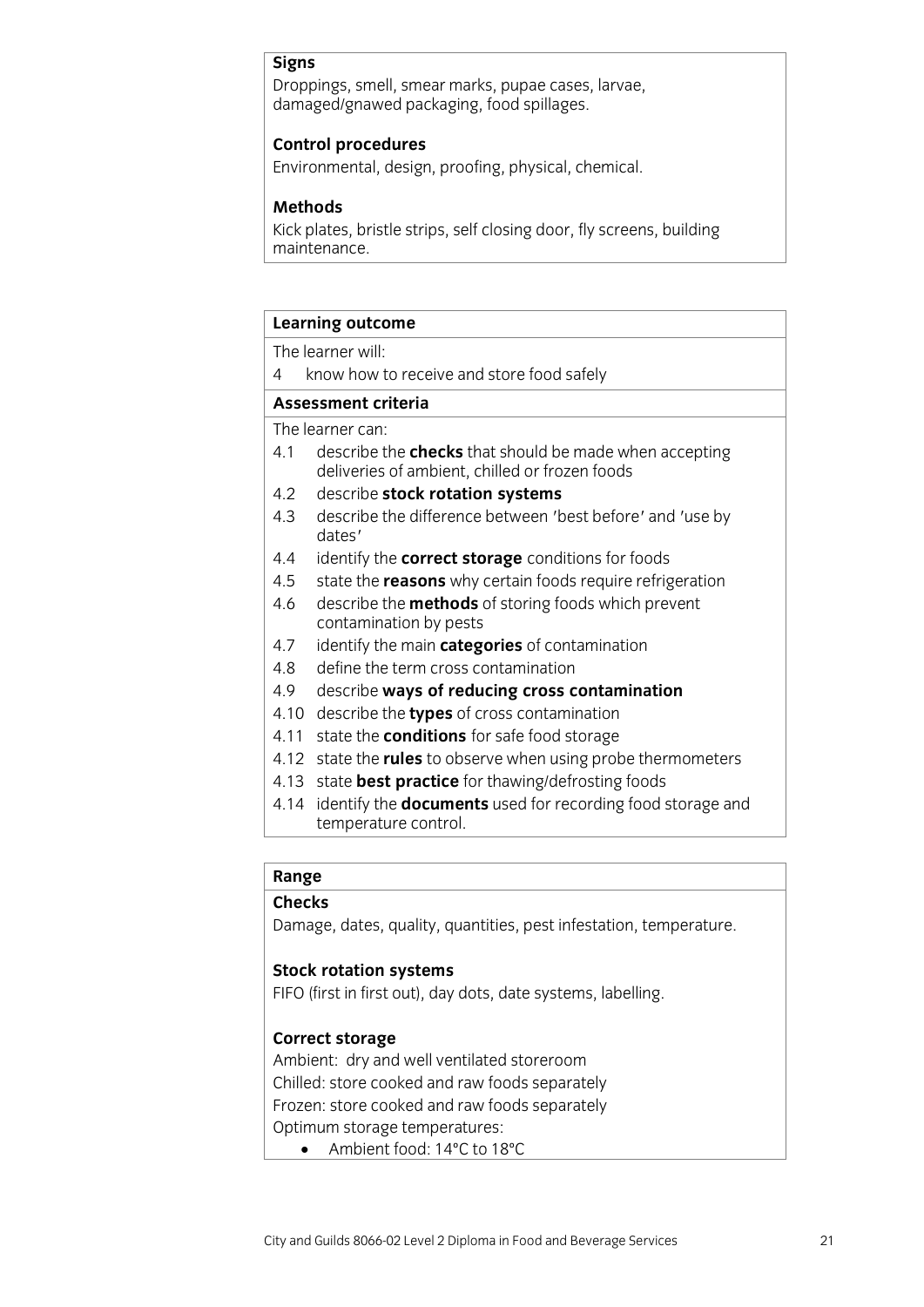**Signs**

Droppings, smell, smear marks, pupae cases, larvae, damaged/gnawed packaging, food spillages.

**Control procedures**

Environmental, design, proofing, physical, chemical.

**Methods**

Kick plates, bristle strips, self closing door, fly screens, building maintenance.

**Learning outcome**

The learner will:

4 know how to receive and store food safely

**Assessment criteria**

The learner can:

- 4.1 describe the **checks** that should be made when accepting deliveries of ambient, chilled or frozen foods
- 4.2 describe **stock rotation systems**
- 4.3 describe the difference between 'best before' and 'use by dates'
- 4.4 identify the **correct storage** conditions for foods
- 4.5 state the **reasons** why certain foods require refrigeration
- 4.6 describe the **methods** of storing foods which prevent contamination by pests
- 4.7 identify the main **categories** of contamination
- 4.8 define the term cross contamination
- 4.9 describe **ways of reducing cross contamination**
- 4.10 describe the **types** of cross contamination
- 4.11 state the **conditions** for safe food storage
- 4.12 state the **rules** to observe when using probe thermometers
- 4.13 state **best practice** for thawing/defrosting foods
- 4.14 identify the **documents** used for recording food storage and temperature control.

**Range**

**Checks**

Damage, dates, quality, quantities, pest infestation, temperature.

**Stock rotation systems**

FIFO (first in first out), day dots, date systems, labelling.

**Correct storage**

Ambient: dry and well ventilated storeroom

Chilled: store cooked and raw foods separately

Frozen: store cooked and raw foods separately

Optimum storage temperatures:

- Ambient food: 14°C to 18°C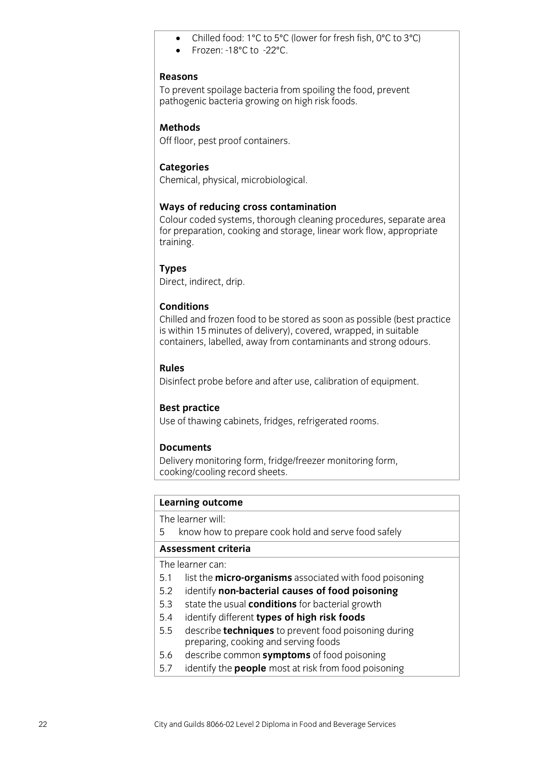- Chilled food: 1°C to 5°C (lower for fresh fish, 0°C to 3°C)
- Frozen: -18°C to -22°C.

**Reasons**

To prevent spoilage bacteria from spoiling the food, prevent pathogenic bacteria growing on high risk foods.

**Methods**

Off floor, pest proof containers.

**Categories**

Chemical, physical, microbiological.

**Ways of reducing cross contamination**

Colour coded systems, thorough cleaning procedures, separate area for preparation, cooking and storage, linear work flow, appropriate training.

**Types**

Direct, indirect, drip.

**Conditions**

Chilled and frozen food to be stored as soon as possible (best practice is within 15 minutes of delivery), covered, wrapped, in suitable containers, labelled, away from contaminants and strong odours.

**Rules**

Disinfect probe before and after use, calibration of equipment.

**Best practice**

Use of thawing cabinets, fridges, refrigerated rooms.

**Documents**

Delivery monitoring form, fridge/freezer monitoring form, cooking/cooling record sheets.

**Learning outcome**

The learner will:

5 know how to prepare cook hold and serve food safely

**Assessment criteria**

The learner can:

5.1 list the **micro-organisms** associated with food poisoning
5.2 identify **non-bacterial causes of food poisoning**
5.3 state the usual **conditions** for bacterial growth
5.4 identify different **types of high risk foods**
5.5 describe **techniques** to prevent food poisoning during preparing, cooking and serving foods
5.6 describe common **symptoms** of food poisoning
5.7 identify the **people** most at risk from food poisoning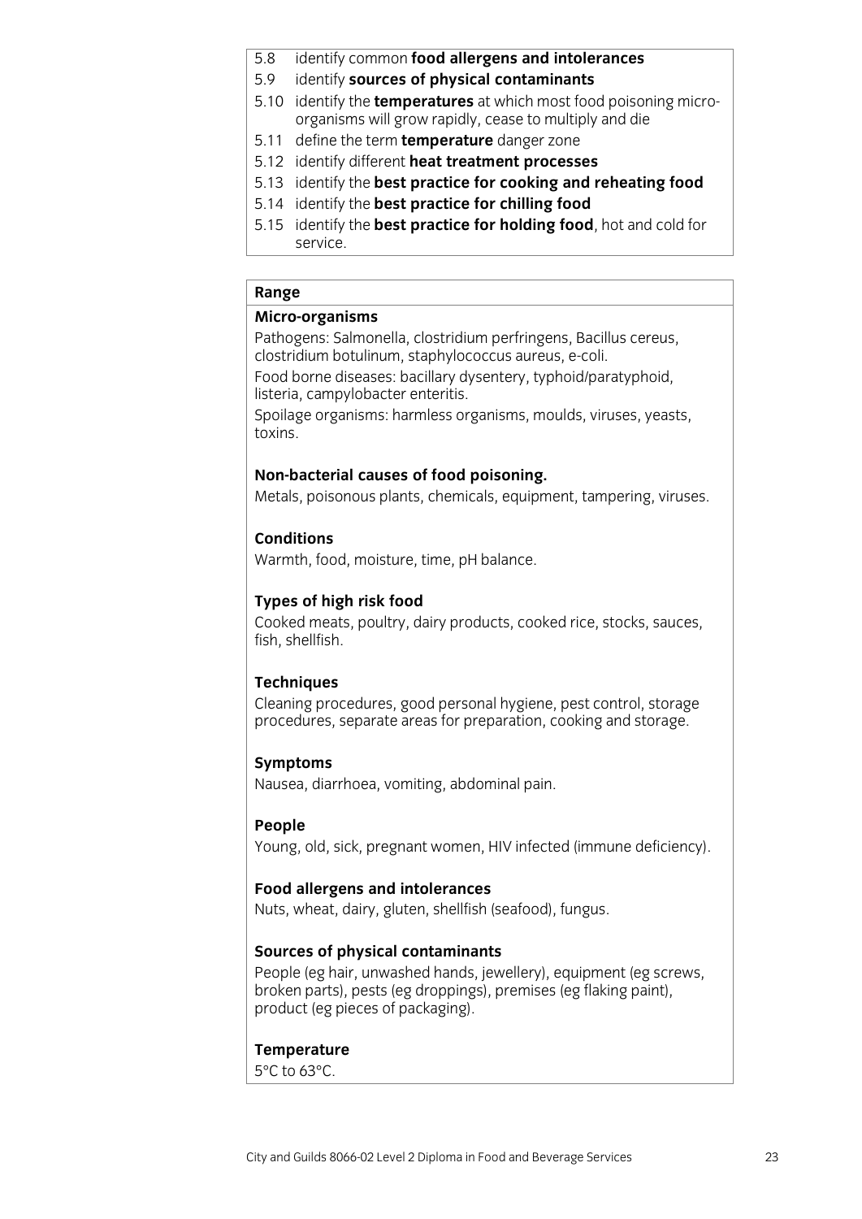5.8 identify common **food allergens and intolerances**
5.9 identify **sources of physical contaminants**
5.10 identify the **temperatures** at which most food poisoning micro-organisms will grow rapidly, cease to multiply and die
5.11 define the term **temperature** danger zone
5.12 identify different **heat treatment processes**
5.13 identify the **best practice for cooking and reheating food**
5.14 identify the **best practice for chilling food**
5.15 identify the **best practice for holding food**, hot and cold for service.

## Range

**Micro-organisms**

Pathogens: Salmonella, clostridium perfringens, Bacillus cereus, clostridium botulinum, staphylococcus aureus, e-coli.

Food borne diseases: bacillary dysentery, typhoid/paratyphoid, listeria, campylobacter enteritis.

Spoilage organisms: harmless organisms, moulds, viruses, yeasts, toxins.

**Non-bacterial causes of food poisoning.**

Metals, poisonous plants, chemicals, equipment, tampering, viruses.

**Conditions**

Warmth, food, moisture, time, pH balance.

**Types of high risk food**

Cooked meats, poultry, dairy products, cooked rice, stocks, sauces, fish, shellfish.

**Techniques**

Cleaning procedures, good personal hygiene, pest control, storage procedures, separate areas for preparation, cooking and storage.

**Symptoms**

Nausea, diarrhoea, vomiting, abdominal pain.

**People**

Young, old, sick, pregnant women, HIV infected (immune deficiency).

**Food allergens and intolerances**

Nuts, wheat, dairy, gluten, shellfish (seafood), fungus.

**Sources of physical contaminants**

People (eg hair, unwashed hands, jewellery), equipment (eg screws, broken parts), pests (eg droppings), premises (eg flaking paint), product (eg pieces of packaging).

**Temperature**

5°C to 63°C.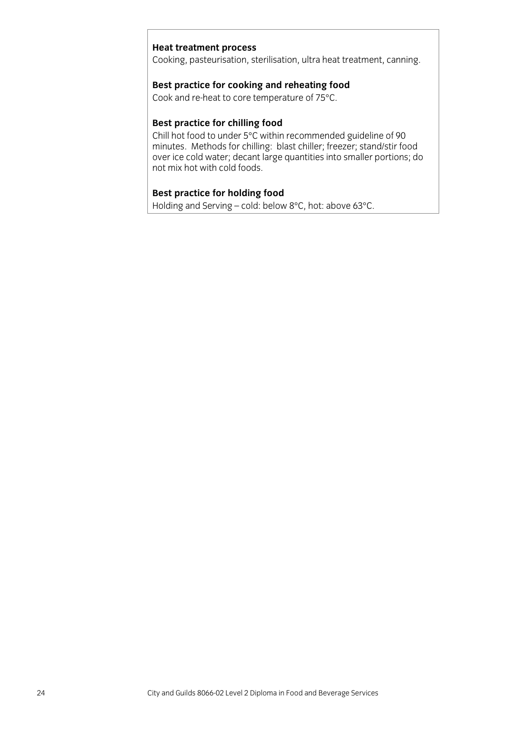**Heat treatment process**
Cooking, pasteurisation, sterilisation, ultra heat treatment, canning.

**Best practice for cooking and reheating food**
Cook and re-heat to core temperature of 75°C.

**Best practice for chilling food**
Chill hot food to under 5°C within recommended guideline of 90 minutes. Methods for chilling: blast chiller; freezer; stand/stir food over ice cold water; decant large quantities into smaller portions; do not mix hot with cold foods.

**Best practice for holding food**
Holding and Serving – cold: below 8°C, hot: above 63°C.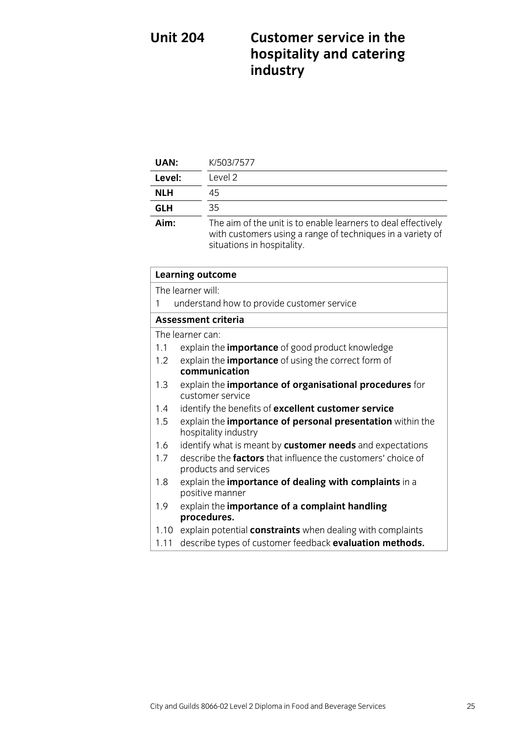# Unit 204 Customer service in the hospitality and catering industry

| | |
|---|---|
| **UAN:** | K/503/7577 |
| **Level:** | Level 2 |
| **NLH** | 45 |
| **GLH** | 35 |
| **Aim:** | The aim of the unit is to enable learners to deal effectively with customers using a range of techniques in a variety of situations in hospitality. |

| **Learning outcome** |
|---|
| The learner will: |
| 1 understand how to provide customer service |
| **Assessment criteria** |
| The learner can: |
| 1.1 explain the **importance** of good product knowledge |
| 1.2 explain the **importance** of using the correct form of **communication** |
| 1.3 explain the **importance of organisational procedures** for customer service |
| 1.4 identify the benefits of **excellent customer service** |
| 1.5 explain the **importance of personal presentation** within the hospitality industry |
| 1.6 identify what is meant by **customer needs** and expectations |
| 1.7 describe the **factors** that influence the customers' choice of products and services |
| 1.8 explain the **importance of dealing with complaints** in a positive manner |
| 1.9 explain the **importance of a complaint handling procedures.** |
| 1.10 explain potential **constraints** when dealing with complaints |
| 1.11 describe types of customer feedback **evaluation methods.** |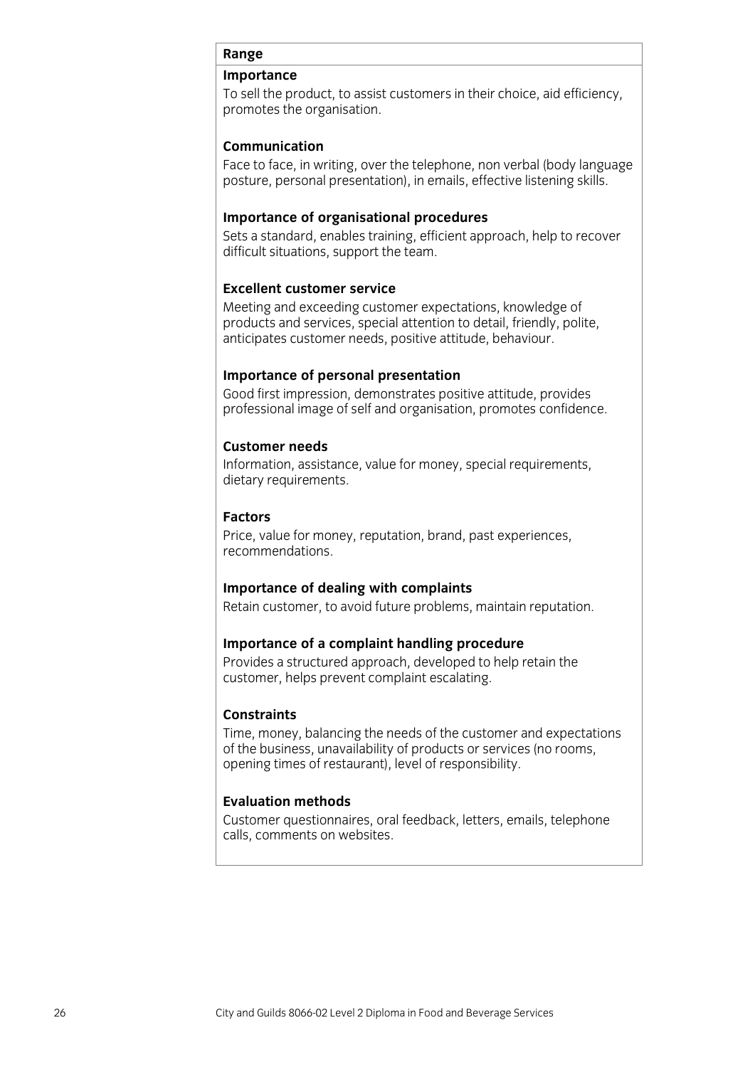**Range**

**Importance**

To sell the product, to assist customers in their choice, aid efficiency, promotes the organisation.

**Communication**

Face to face, in writing, over the telephone, non verbal (body language posture, personal presentation), in emails, effective listening skills.

**Importance of organisational procedures**

Sets a standard, enables training, efficient approach, help to recover difficult situations, support the team.

**Excellent customer service**

Meeting and exceeding customer expectations, knowledge of products and services, special attention to detail, friendly, polite, anticipates customer needs, positive attitude, behaviour.

**Importance of personal presentation**

Good first impression, demonstrates positive attitude, provides professional image of self and organisation, promotes confidence.

**Customer needs**

Information, assistance, value for money, special requirements, dietary requirements.

**Factors**

Price, value for money, reputation, brand, past experiences, recommendations.

**Importance of dealing with complaints**

Retain customer, to avoid future problems, maintain reputation.

**Importance of a complaint handling procedure**

Provides a structured approach, developed to help retain the customer, helps prevent complaint escalating.

**Constraints**

Time, money, balancing the needs of the customer and expectations of the business, unavailability of products or services (no rooms, opening times of restaurant), level of responsibility.

**Evaluation methods**

Customer questionnaires, oral feedback, letters, emails, telephone calls, comments on websites.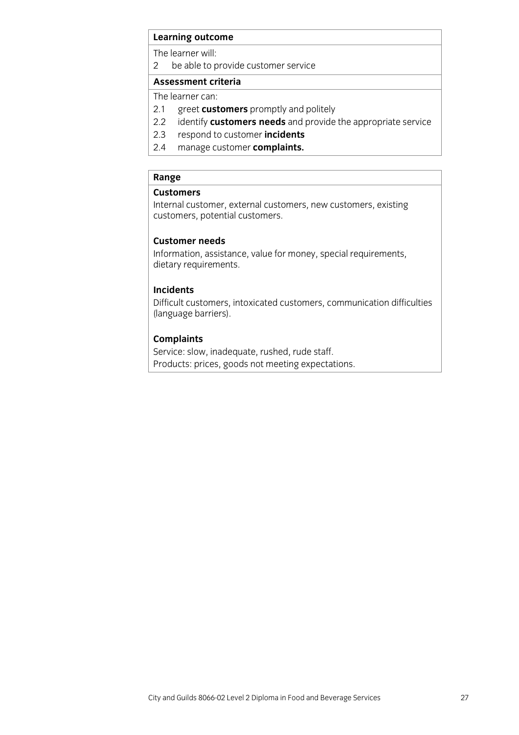**Learning outcome**

The learner will:

2 be able to provide customer service

**Assessment criteria**

The learner can:

2.1 greet **customers** promptly and politely
2.2 identify **customers needs** and provide the appropriate service
2.3 respond to customer **incidents**
2.4 manage customer **complaints.**

**Range**

**Customers**

Internal customer, external customers, new customers, existing customers, potential customers.

**Customer needs**

Information, assistance, value for money, special requirements, dietary requirements.

**Incidents**

Difficult customers, intoxicated customers, communication difficulties (language barriers).

**Complaints**

Service: slow, inadequate, rushed, rude staff.
Products: prices, goods not meeting expectations.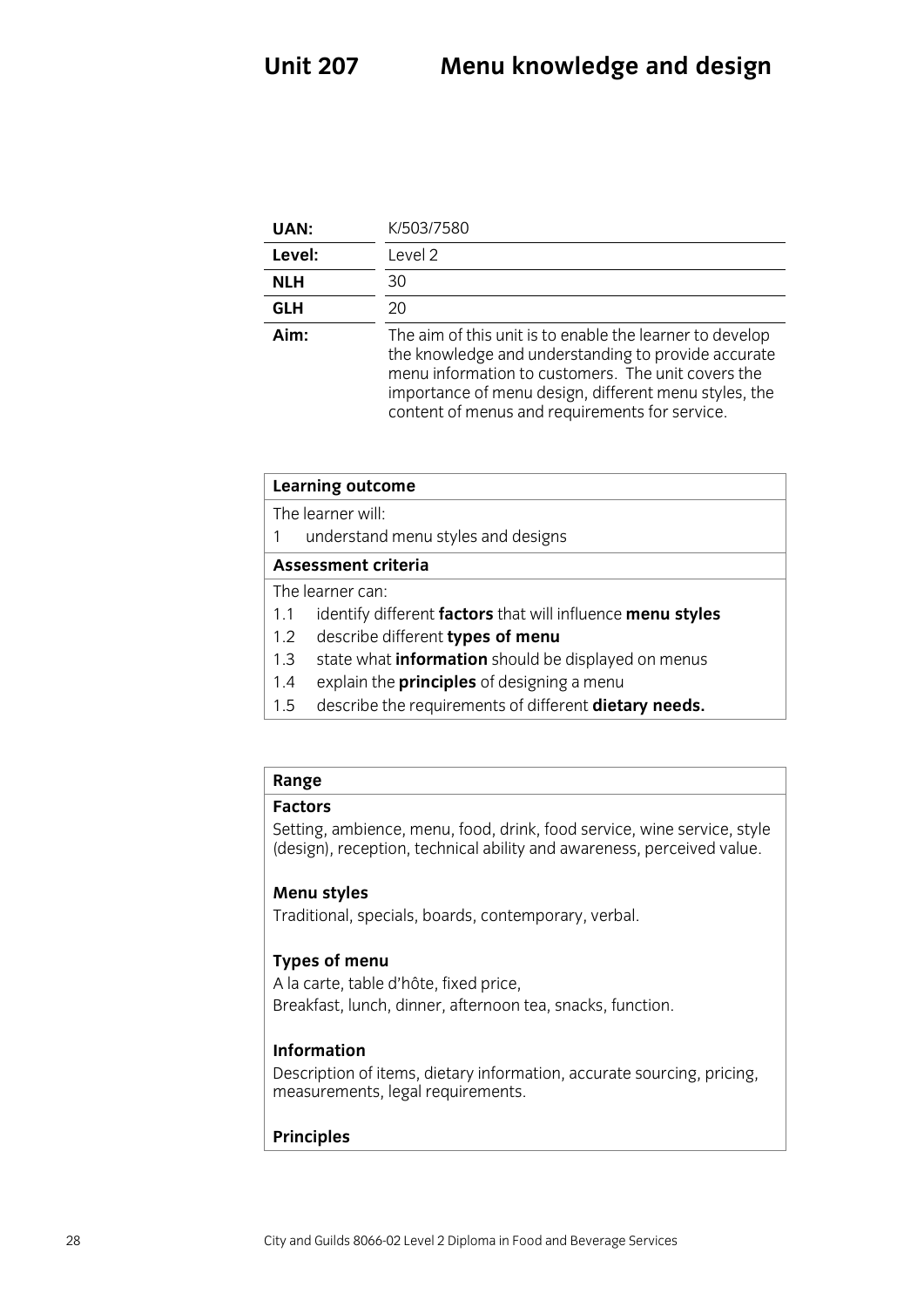# Unit 207 Menu knowledge and design

| | |
|---|---|
| **UAN:** | K/503/7580 |
| **Level:** | Level 2 |
| **NLH** | 30 |
| **GLH** | 20 |
| **Aim:** | The aim of this unit is to enable the learner to develop the knowledge and understanding to provide accurate menu information to customers. The unit covers the importance of menu design, different menu styles, the content of menus and requirements for service. |

**Learning outcome**

The learner will:

1 understand menu styles and designs

**Assessment criteria**

The learner can:

1.1 identify different **factors** that will influence **menu styles**
1.2 describe different **types of menu**
1.3 state what **information** should be displayed on menus
1.4 explain the **principles** of designing a menu
1.5 describe the requirements of different **dietary needs.**

**Range**

**Factors**
Setting, ambience, menu, food, drink, food service, wine service, style (design), reception, technical ability and awareness, perceived value.

**Menu styles**
Traditional, specials, boards, contemporary, verbal.

**Types of menu**
A la carte, table d'hôte, fixed price,
Breakfast, lunch, dinner, afternoon tea, snacks, function.

**Information**
Description of items, dietary information, accurate sourcing, pricing, measurements, legal requirements.

**Principles**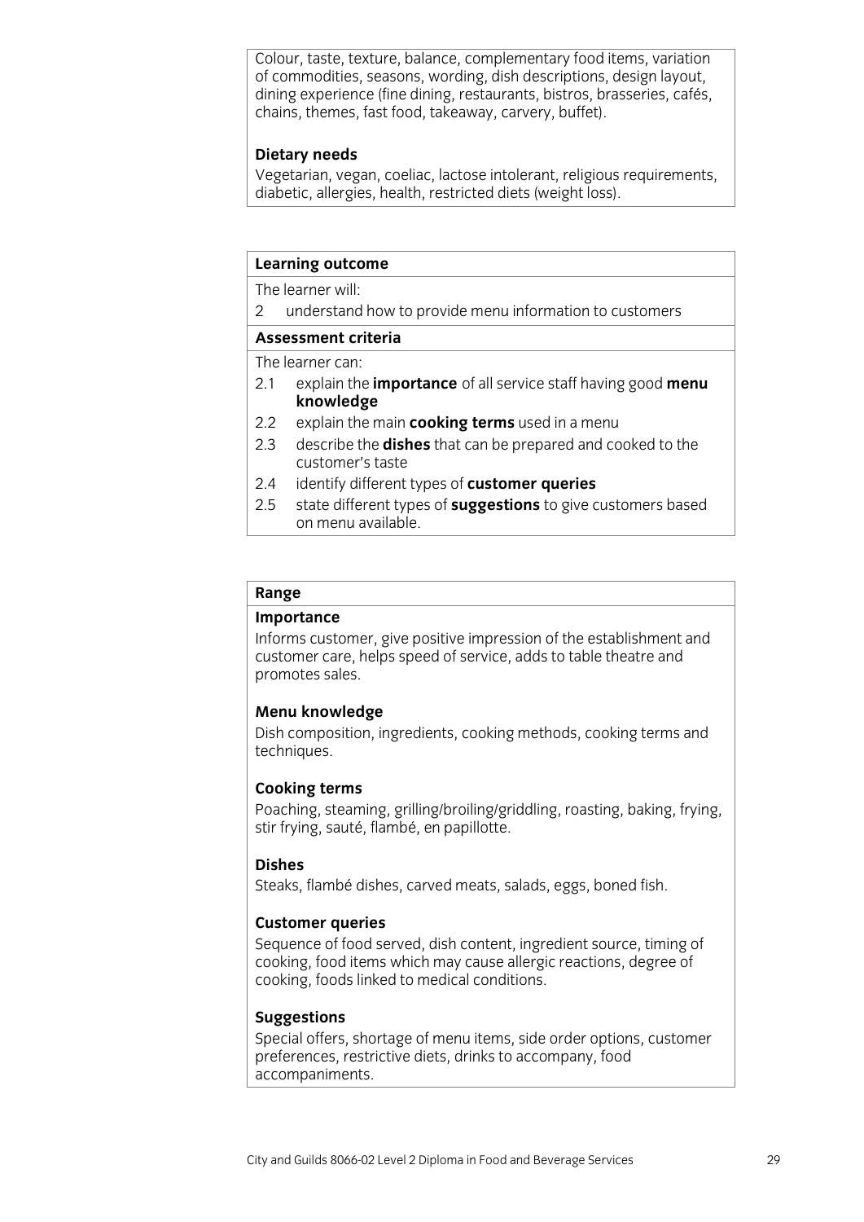Colour, taste, texture, balance, complementary food items, variation of commodities, seasons, wording, dish descriptions, design layout, dining experience (fine dining, restaurants, bistros, brasseries, cafés, chains, themes, fast food, takeaway, carvery, buffet).

**Dietary needs**

Vegetarian, vegan, coeliac, lactose intolerant, religious requirements, diabetic, allergies, health, restricted diets (weight loss).

**Learning outcome**

The learner will:

2 understand how to provide menu information to customers

**Assessment criteria**

The learner can:

2.1 explain the **importance** of all service staff having good **menu knowledge**

2.2 explain the main **cooking terms** used in a menu

2.3 describe the **dishes** that can be prepared and cooked to the customer's taste

2.4 identify different types of **customer queries**

2.5 state different types of **suggestions** to give customers based on menu available.

**Range**

**Importance**

Informs customer, give positive impression of the establishment and customer care, helps speed of service, adds to table theatre and promotes sales.

**Menu knowledge**

Dish composition, ingredients, cooking methods, cooking terms and techniques.

**Cooking terms**

Poaching, steaming, grilling/broiling/griddling, roasting, baking, frying, stir frying, sauté, flambé, en papillotte.

**Dishes**

Steaks, flambé dishes, carved meats, salads, eggs, boned fish.

**Customer queries**

Sequence of food served, dish content, ingredient source, timing of cooking, food items which may cause allergic reactions, degree of cooking, foods linked to medical conditions.

**Suggestions**

Special offers, shortage of menu items, side order options, customer preferences, restrictive diets, drinks to accompany, food accompaniments.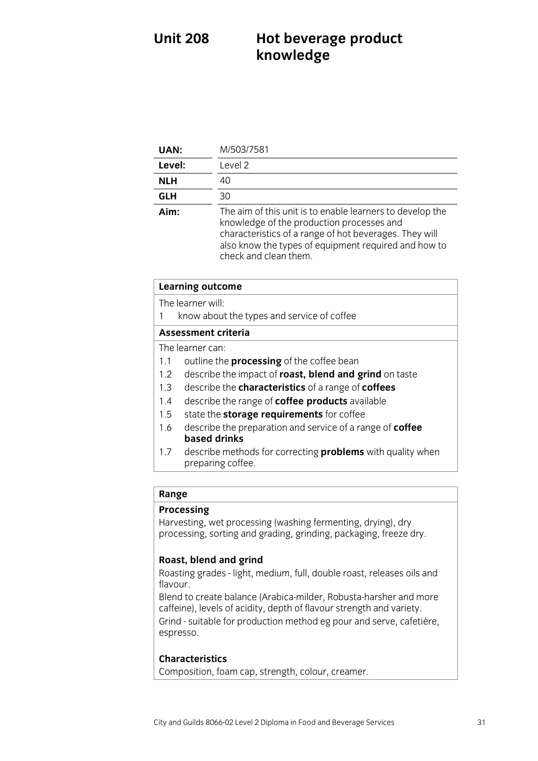# Unit 208 Hot beverage product knowledge

| | |
|---|---|
| **UAN:** | M/503/7581 |
| **Level:** | Level 2 |
| **NLH** | 40 |
| **GLH** | 30 |
| **Aim:** | The aim of this unit is to enable learners to develop the knowledge of the production processes and characteristics of a range of hot beverages. They will also know the types of equipment required and how to check and clean them. |

**Learning outcome**

The learner will:

1 know about the types and service of coffee

**Assessment criteria**

The learner can:

1.1 outline the **processing** of the coffee bean
1.2 describe the impact of **roast, blend and grind** on taste
1.3 describe the **characteristics** of a range of **coffees**
1.4 describe the range of **coffee products** available
1.5 state the **storage requirements** for coffee
1.6 describe the preparation and service of a range of **coffee based drinks**
1.7 describe methods for correcting **problems** with quality when preparing coffee.

**Range**

**Processing**

Harvesting, wet processing (washing fermenting, drying), dry processing, sorting and grading, grinding, packaging, freeze dry.

**Roast, blend and grind**

Roasting grades - light, medium, full, double roast, releases oils and flavour.

Blend to create balance (Arabica-milder, Robusta-harsher and more caffeine), levels of acidity, depth of flavour strength and variety.

Grind - suitable for production method eg pour and serve, cafetière, espresso.

**Characteristics**

Composition, foam cap, strength, colour, creamer.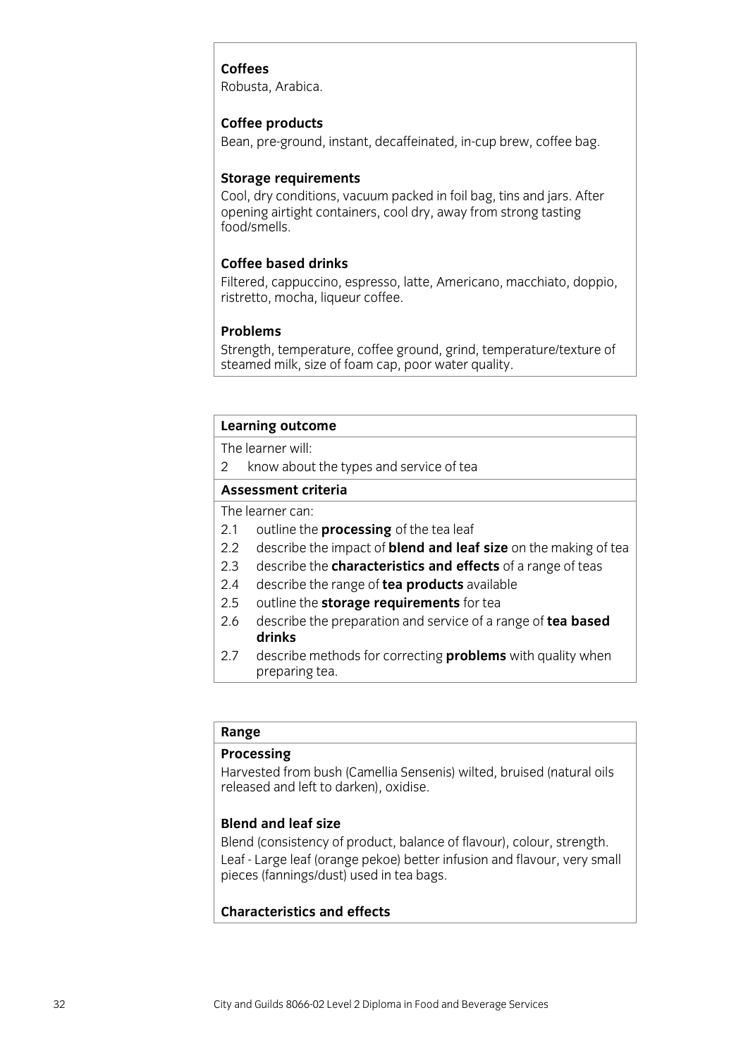**Coffees**

Robusta, Arabica.

**Coffee products**

Bean, pre-ground, instant, decaffeinated, in-cup brew, coffee bag.

**Storage requirements**

Cool, dry conditions, vacuum packed in foil bag, tins and jars. After opening airtight containers, cool dry, away from strong tasting food/smells.

**Coffee based drinks**

Filtered, cappuccino, espresso, latte, Americano, macchiato, doppio, ristretto, mocha, liqueur coffee.

**Problems**

Strength, temperature, coffee ground, grind, temperature/texture of steamed milk, size of foam cap, poor water quality.

**Learning outcome**

The learner will:

2 know about the types and service of tea

**Assessment criteria**

The learner can:

- 2.1 outline the **processing** of the tea leaf
- 2.2 describe the impact of **blend and leaf size** on the making of tea
- 2.3 describe the **characteristics and effects** of a range of teas
- 2.4 describe the range of **tea products** available
- 2.5 outline the **storage requirements** for tea
- 2.6 describe the preparation and service of a range of **tea based drinks**
- 2.7 describe methods for correcting **problems** with quality when preparing tea.

**Range**

**Processing**

Harvested from bush (Camellia Sensenis) wilted, bruised (natural oils released and left to darken), oxidise.

**Blend and leaf size**

Blend (consistency of product, balance of flavour), colour, strength.

Leaf - Large leaf (orange pekoe) better infusion and flavour, very small pieces (fannings/dust) used in tea bags.

**Characteristics and effects**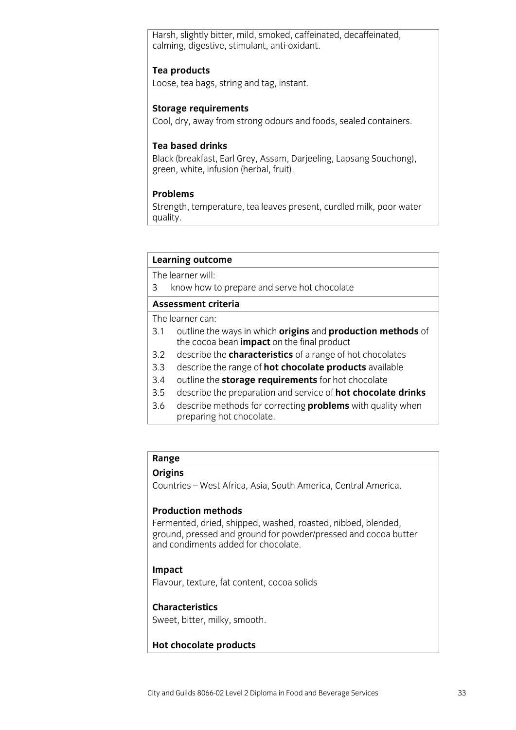Harsh, slightly bitter, mild, smoked, caffeinated, decaffeinated, calming, digestive, stimulant, anti-oxidant.

**Tea products**

Loose, tea bags, string and tag, instant.

**Storage requirements**

Cool, dry, away from strong odours and foods, sealed containers.

**Tea based drinks**

Black (breakfast, Earl Grey, Assam, Darjeeling, Lapsang Souchong), green, white, infusion (herbal, fruit).

**Problems**

Strength, temperature, tea leaves present, curdled milk, poor water quality.

**Learning outcome**

The learner will:

3 know how to prepare and serve hot chocolate

**Assessment criteria**

The learner can:

3.1 outline the ways in which **origins** and **production methods** of the cocoa bean **impact** on the final product

3.2 describe the **characteristics** of a range of hot chocolates

3.3 describe the range of **hot chocolate products** available

3.4 outline the **storage requirements** for hot chocolate

3.5 describe the preparation and service of **hot chocolate drinks**

3.6 describe methods for correcting **problems** with quality when preparing hot chocolate.

**Range**

**Origins**

Countries – West Africa, Asia, South America, Central America.

**Production methods**

Fermented, dried, shipped, washed, roasted, nibbed, blended, ground, pressed and ground for powder/pressed and cocoa butter and condiments added for chocolate.

**Impact**

Flavour, texture, fat content, cocoa solids

**Characteristics**

Sweet, bitter, milky, smooth.

**Hot chocolate products**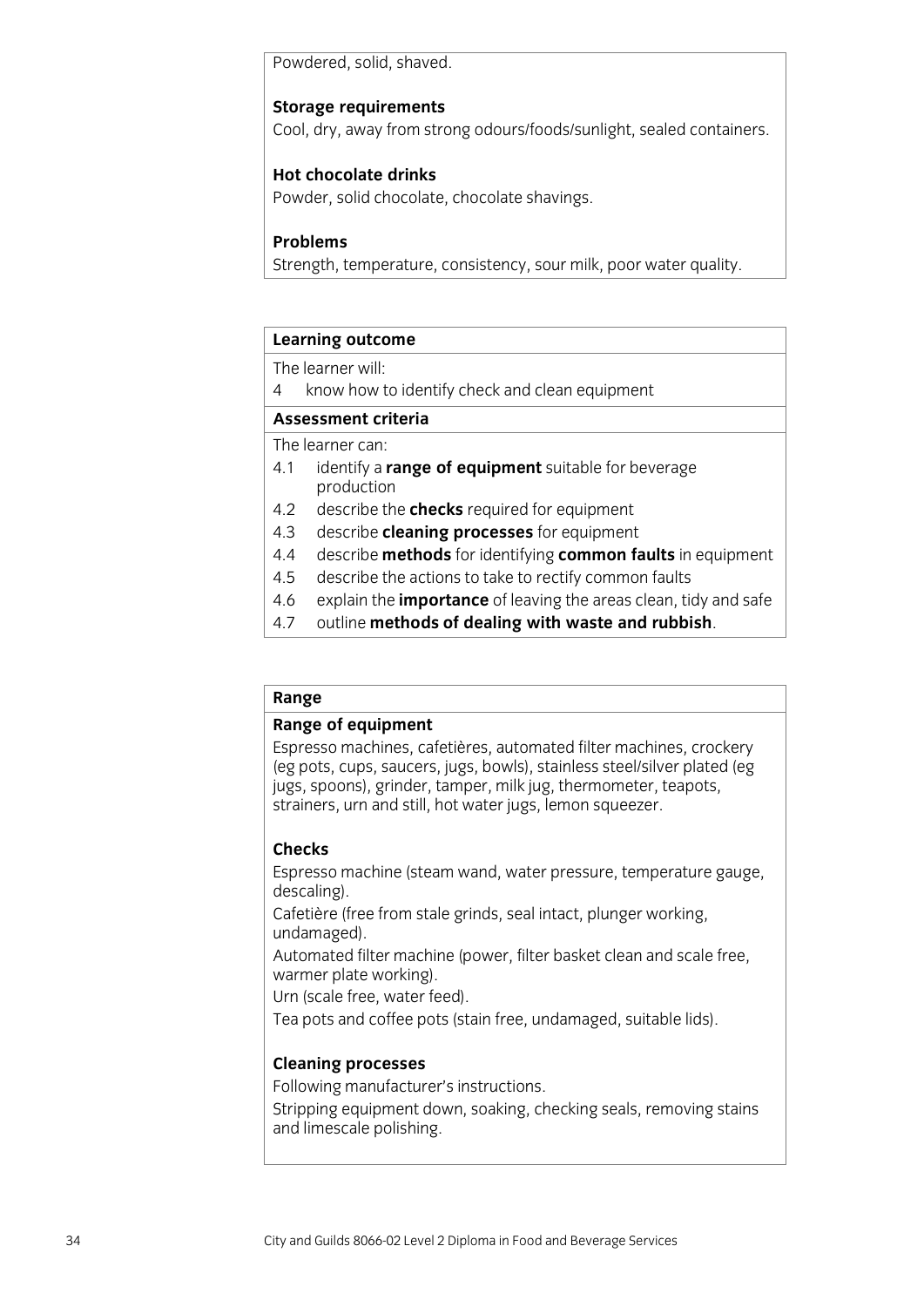Powdered, solid, shaved.

**Storage requirements**

Cool, dry, away from strong odours/foods/sunlight, sealed containers.

**Hot chocolate drinks**

Powder, solid chocolate, chocolate shavings.

**Problems**

Strength, temperature, consistency, sour milk, poor water quality.

**Learning outcome**

The learner will:

4 know how to identify check and clean equipment

**Assessment criteria**

The learner can:

4.1 identify a **range of equipment** suitable for beverage production
4.2 describe the **checks** required for equipment
4.3 describe **cleaning processes** for equipment
4.4 describe **methods** for identifying **common faults** in equipment
4.5 describe the actions to take to rectify common faults
4.6 explain the **importance** of leaving the areas clean, tidy and safe
4.7 outline **methods of dealing with waste and rubbish**.

**Range**

**Range of equipment**

Espresso machines, cafetières, automated filter machines, crockery (eg pots, cups, saucers, jugs, bowls), stainless steel/silver plated (eg jugs, spoons), grinder, tamper, milk jug, thermometer, teapots, strainers, urn and still, hot water jugs, lemon squeezer.

**Checks**

Espresso machine (steam wand, water pressure, temperature gauge, descaling).

Cafetière (free from stale grinds, seal intact, plunger working, undamaged).

Automated filter machine (power, filter basket clean and scale free, warmer plate working).

Urn (scale free, water feed).

Tea pots and coffee pots (stain free, undamaged, suitable lids).

**Cleaning processes**

Following manufacturer's instructions.

Stripping equipment down, soaking, checking seals, removing stains and limescale polishing.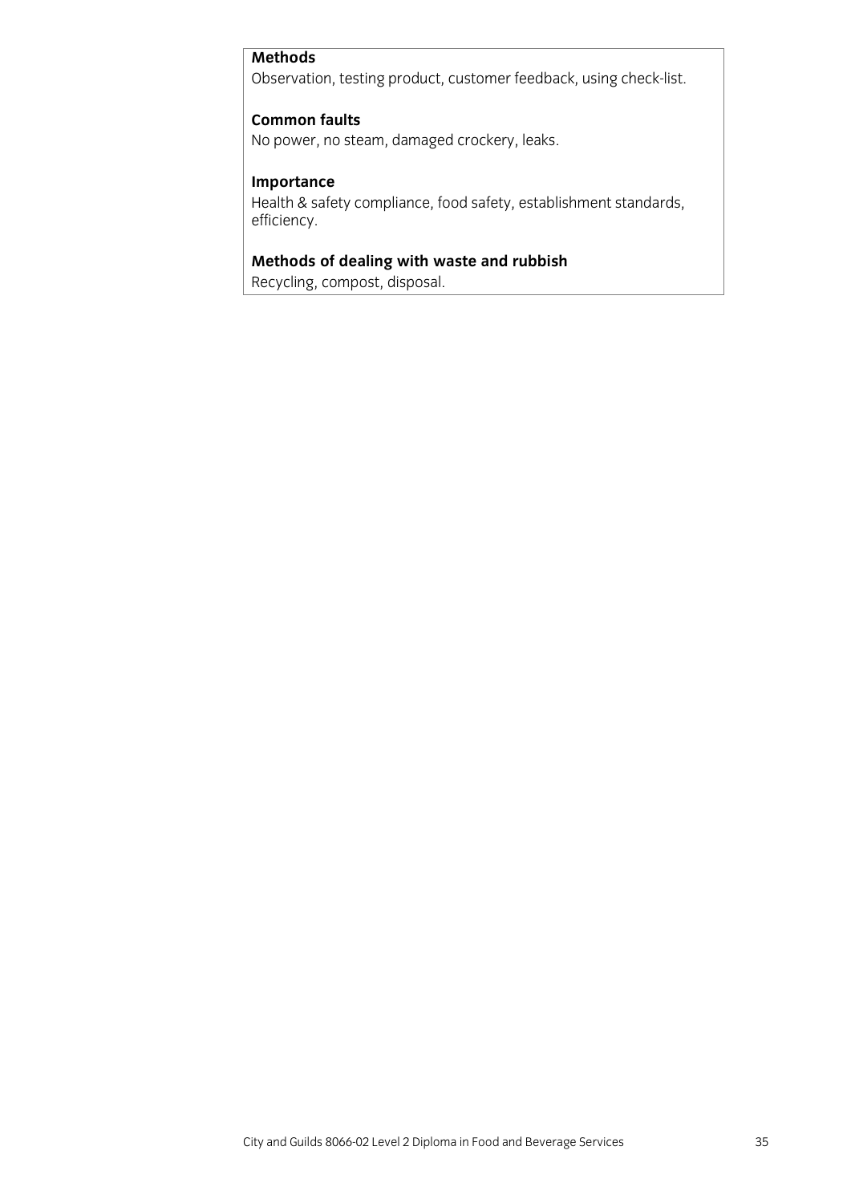**Methods**
Observation, testing product, customer feedback, using check-list.

**Common faults**
No power, no steam, damaged crockery, leaks.

**Importance**
Health & safety compliance, food safety, establishment standards, efficiency.

**Methods of dealing with waste and rubbish**
Recycling, compost, disposal.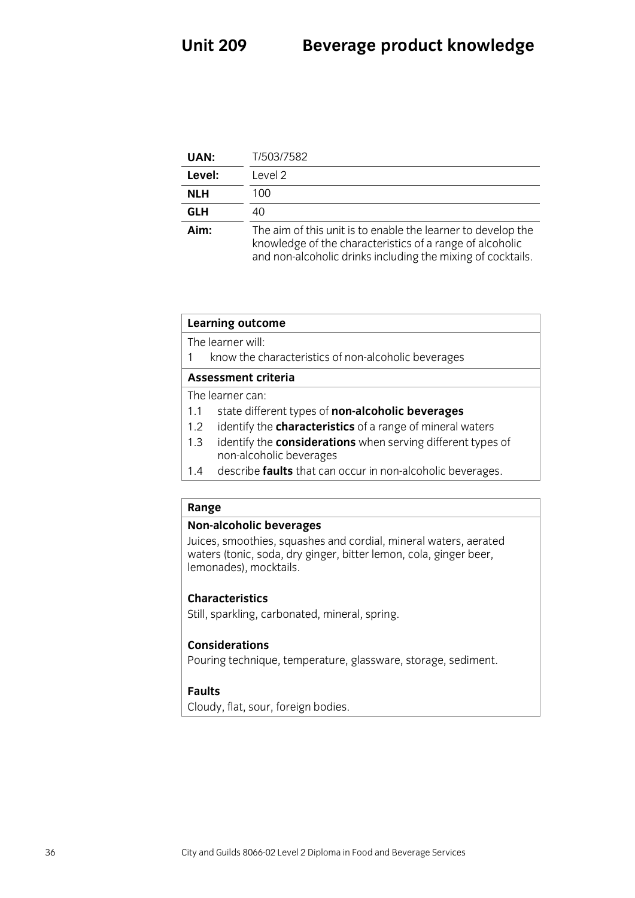# Unit 209 Beverage product knowledge

| | |
|---|---|
| **UAN:** | T/503/7582 |
| **Level:** | Level 2 |
| **NLH** | 100 |
| **GLH** | 40 |
| **Aim:** | The aim of this unit is to enable the learner to develop the knowledge of the characteristics of a range of alcoholic and non-alcoholic drinks including the mixing of cocktails. |

**Learning outcome**

The learner will:

1 know the characteristics of non-alcoholic beverages

**Assessment criteria**

The learner can:

1.1 state different types of **non-alcoholic beverages**

1.2 identify the **characteristics** of a range of mineral waters

1.3 identify the **considerations** when serving different types of non-alcoholic beverages

1.4 describe **faults** that can occur in non-alcoholic beverages.

**Range**

**Non-alcoholic beverages**

Juices, smoothies, squashes and cordial, mineral waters, aerated waters (tonic, soda, dry ginger, bitter lemon, cola, ginger beer, lemonades), mocktails.

**Characteristics**

Still, sparkling, carbonated, mineral, spring.

**Considerations**

Pouring technique, temperature, glassware, storage, sediment.

**Faults**

Cloudy, flat, sour, foreign bodies.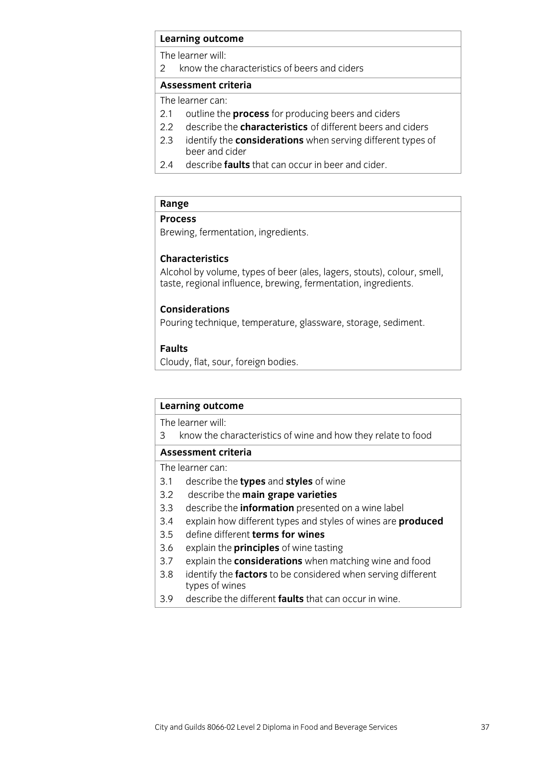**Learning outcome**

The learner will:

2 know the characteristics of beers and ciders

**Assessment criteria**

The learner can:

2.1 outline the **process** for producing beers and ciders
2.2 describe the **characteristics** of different beers and ciders
2.3 identify the **considerations** when serving different types of beer and cider
2.4 describe **faults** that can occur in beer and cider.

**Range**

**Process**

Brewing, fermentation, ingredients.

**Characteristics**

Alcohol by volume, types of beer (ales, lagers, stouts), colour, smell, taste, regional influence, brewing, fermentation, ingredients.

**Considerations**

Pouring technique, temperature, glassware, storage, sediment.

**Faults**

Cloudy, flat, sour, foreign bodies.

**Learning outcome**

The learner will:

3 know the characteristics of wine and how they relate to food

**Assessment criteria**

The learner can:

3.1 describe the **types** and **styles** of wine
3.2 describe the **main grape varieties**
3.3 describe the **information** presented on a wine label
3.4 explain how different types and styles of wines are **produced**
3.5 define different **terms for wines**
3.6 explain the **principles** of wine tasting
3.7 explain the **considerations** when matching wine and food
3.8 identify the **factors** to be considered when serving different types of wines
3.9 describe the different **faults** that can occur in wine.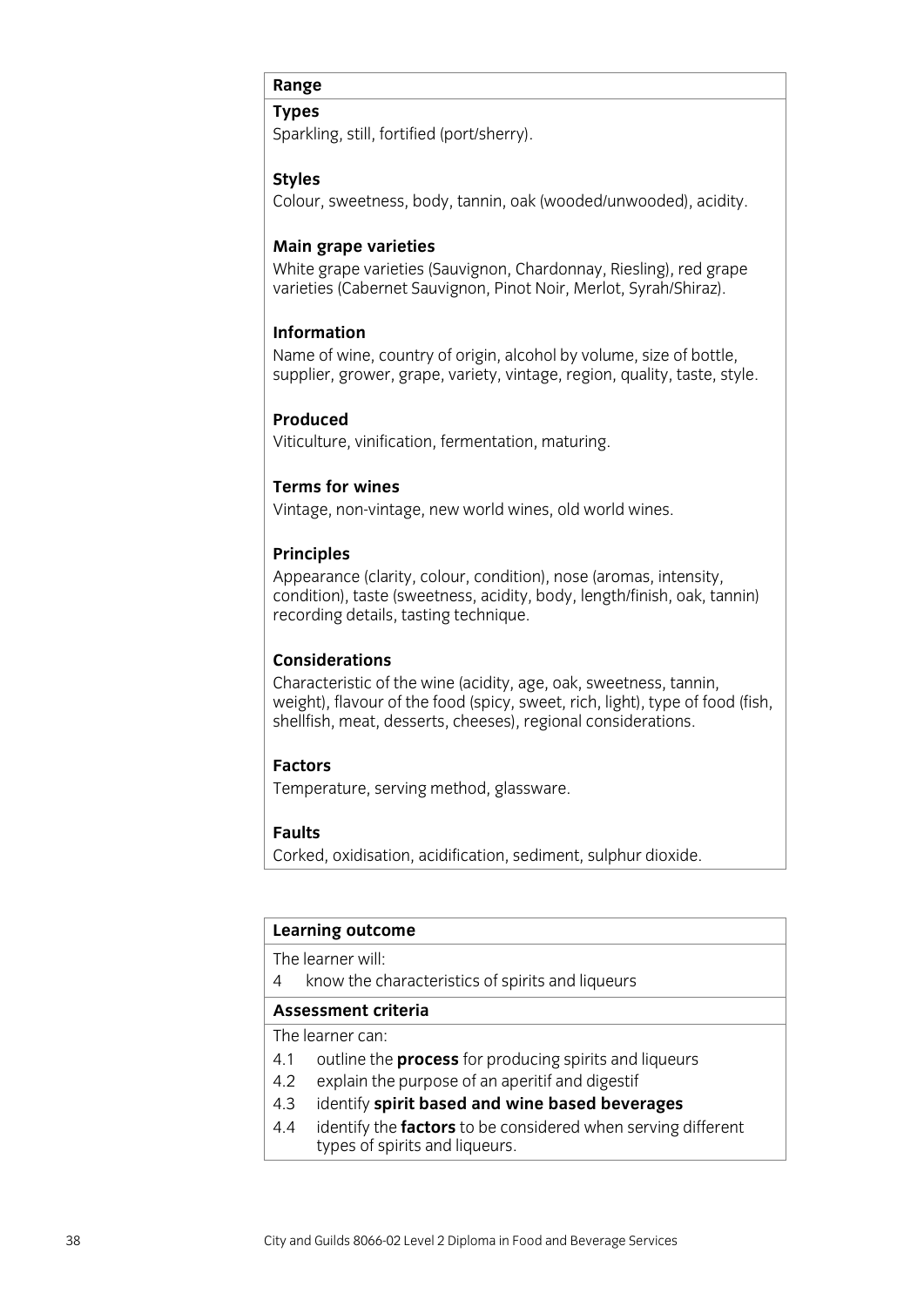**Range**

**Types**
Sparkling, still, fortified (port/sherry).

**Styles**
Colour, sweetness, body, tannin, oak (wooded/unwooded), acidity.

**Main grape varieties**
White grape varieties (Sauvignon, Chardonnay, Riesling), red grape varieties (Cabernet Sauvignon, Pinot Noir, Merlot, Syrah/Shiraz).

**Information**
Name of wine, country of origin, alcohol by volume, size of bottle, supplier, grower, grape, variety, vintage, region, quality, taste, style.

**Produced**
Viticulture, vinification, fermentation, maturing.

**Terms for wines**
Vintage, non-vintage, new world wines, old world wines.

**Principles**
Appearance (clarity, colour, condition), nose (aromas, intensity, condition), taste (sweetness, acidity, body, length/finish, oak, tannin) recording details, tasting technique.

**Considerations**
Characteristic of the wine (acidity, age, oak, sweetness, tannin, weight), flavour of the food (spicy, sweet, rich, light), type of food (fish, shellfish, meat, desserts, cheeses), regional considerations.

**Factors**
Temperature, serving method, glassware.

**Faults**
Corked, oxidisation, acidification, sediment, sulphur dioxide.

**Learning outcome**

The learner will:

4 know the characteristics of spirits and liqueurs

**Assessment criteria**

The learner can:

4.1 outline the **process** for producing spirits and liqueurs
4.2 explain the purpose of an aperitif and digestif
4.3 identify **spirit based and wine based beverages**
4.4 identify the **factors** to be considered when serving different types of spirits and liqueurs.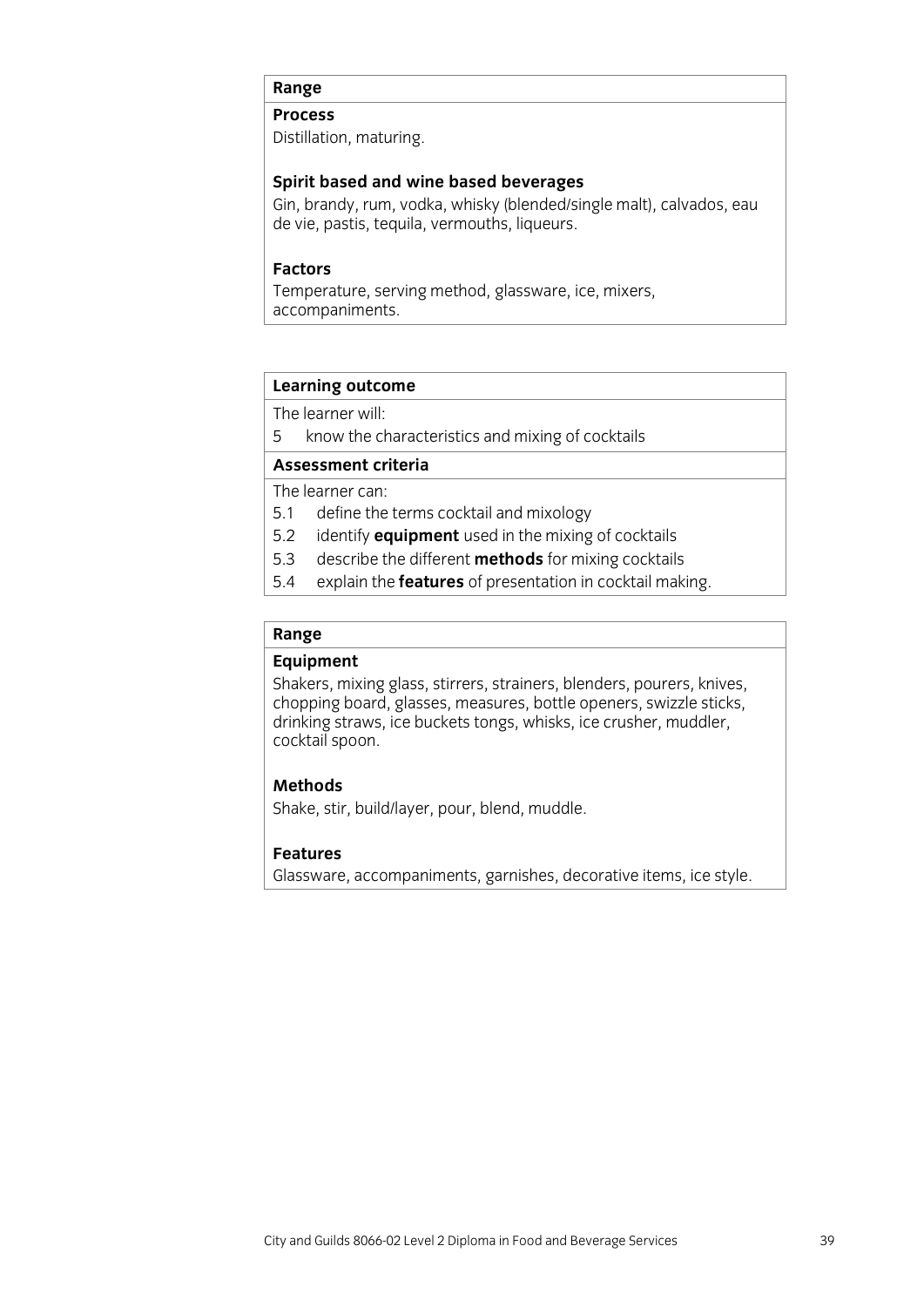**Range**

**Process**

Distillation, maturing.

**Spirit based and wine based beverages**

Gin, brandy, rum, vodka, whisky (blended/single malt), calvados, eau de vie, pastis, tequila, vermouths, liqueurs.

**Factors**

Temperature, serving method, glassware, ice, mixers, accompaniments.

**Learning outcome**

The learner will:

5 know the characteristics and mixing of cocktails

**Assessment criteria**

The learner can:

5.1 define the terms cocktail and mixology
5.2 identify **equipment** used in the mixing of cocktails
5.3 describe the different **methods** for mixing cocktails
5.4 explain the **features** of presentation in cocktail making.

**Range**

**Equipment**

Shakers, mixing glass, stirrers, strainers, blenders, pourers, knives, chopping board, glasses, measures, bottle openers, swizzle sticks, drinking straws, ice buckets tongs, whisks, ice crusher, muddler, cocktail spoon.

**Methods**

Shake, stir, build/layer, pour, blend, muddle.

**Features**

Glassware, accompaniments, garnishes, decorative items, ice style.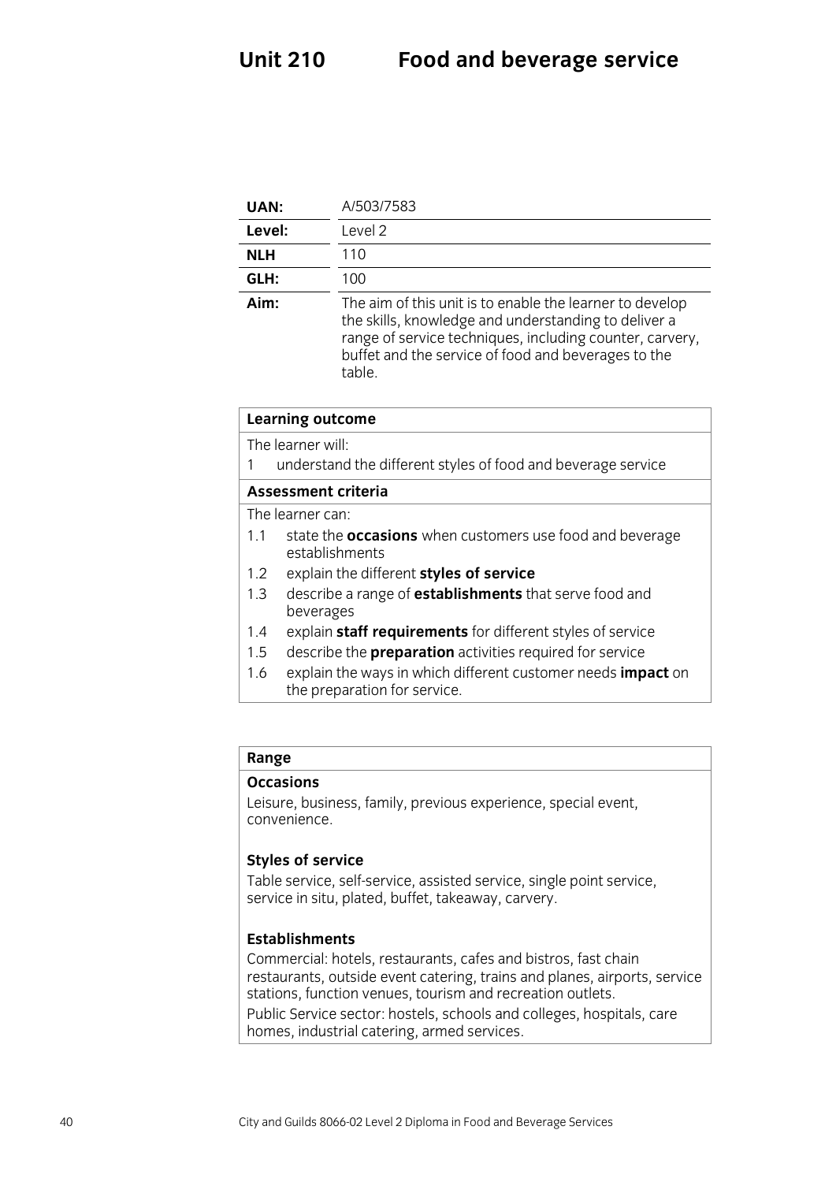# Unit 210 Food and beverage service

| | |
|---|---|
| **UAN:** | A/503/7583 |
| **Level:** | Level 2 |
| **NLH** | 110 |
| **GLH:** | 100 |
| **Aim:** | The aim of this unit is to enable the learner to develop the skills, knowledge and understanding to deliver a range of service techniques, including counter, carvery, buffet and the service of food and beverages to the table. |

**Learning outcome**

The learner will:

1 understand the different styles of food and beverage service

**Assessment criteria**

The learner can:

1.1 state the **occasions** when customers use food and beverage establishments

1.2 explain the different **styles of service**

1.3 describe a range of **establishments** that serve food and beverages

1.4 explain **staff requirements** for different styles of service

1.5 describe the **preparation** activities required for service

1.6 explain the ways in which different customer needs **impact** on the preparation for service.

**Range**

**Occasions**

Leisure, business, family, previous experience, special event, convenience.

**Styles of service**

Table service, self-service, assisted service, single point service, service in situ, plated, buffet, takeaway, carvery.

**Establishments**

Commercial: hotels, restaurants, cafes and bistros, fast chain restaurants, outside event catering, trains and planes, airports, service stations, function venues, tourism and recreation outlets.

Public Service sector: hostels, schools and colleges, hospitals, care homes, industrial catering, armed services.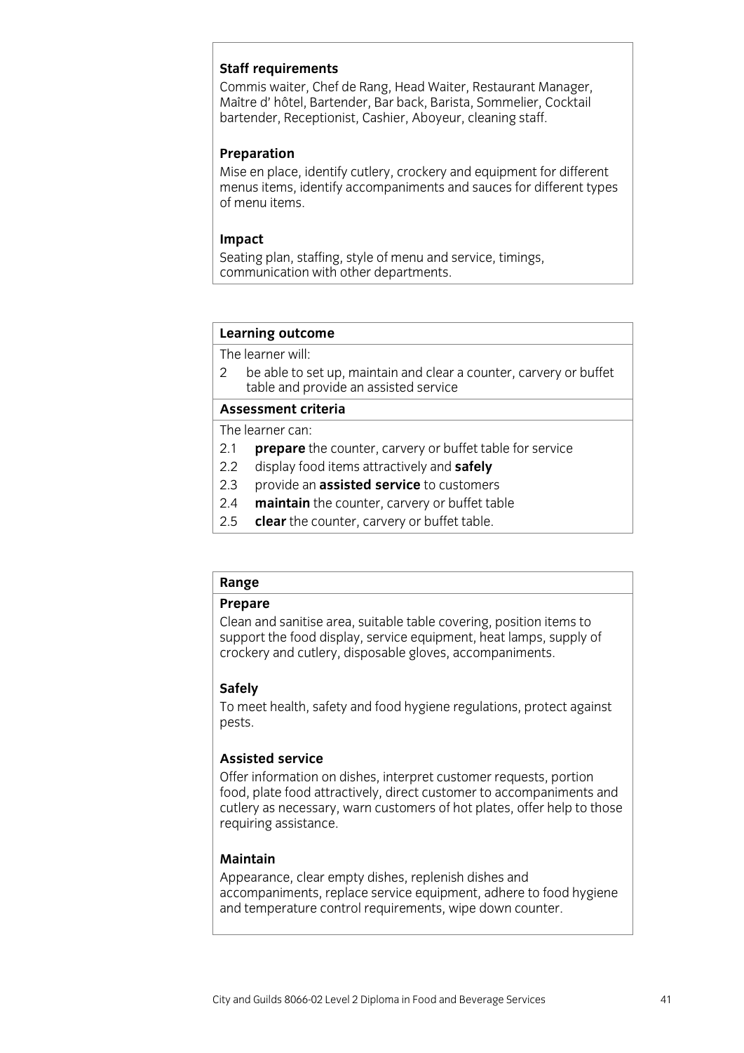**Staff requirements**

Commis waiter, Chef de Rang, Head Waiter, Restaurant Manager, Maître d' hôtel, Bartender, Bar back, Barista, Sommelier, Cocktail bartender, Receptionist, Cashier, Aboyeur, cleaning staff.

**Preparation**

Mise en place, identify cutlery, crockery and equipment for different menus items, identify accompaniments and sauces for different types of menu items.

**Impact**

Seating plan, staffing, style of menu and service, timings, communication with other departments.

| **Learning outcome** |
|---|
| The learner will: |
| 2 be able to set up, maintain and clear a counter, carvery or buffet table and provide an assisted service |
| **Assessment criteria** |
| The learner can: |
| 2.1 **prepare** the counter, carvery or buffet table for service |
| 2.2 display food items attractively and **safely** |
| 2.3 provide an **assisted service** to customers |
| 2.4 **maintain** the counter, carvery or buffet table |
| 2.5 **clear** the counter, carvery or buffet table. |

**Range**

**Prepare**

Clean and sanitise area, suitable table covering, position items to support the food display, service equipment, heat lamps, supply of crockery and cutlery, disposable gloves, accompaniments.

**Safely**

To meet health, safety and food hygiene regulations, protect against pests.

**Assisted service**

Offer information on dishes, interpret customer requests, portion food, plate food attractively, direct customer to accompaniments and cutlery as necessary, warn customers of hot plates, offer help to those requiring assistance.

**Maintain**

Appearance, clear empty dishes, replenish dishes and accompaniments, replace service equipment, adhere to food hygiene and temperature control requirements, wipe down counter.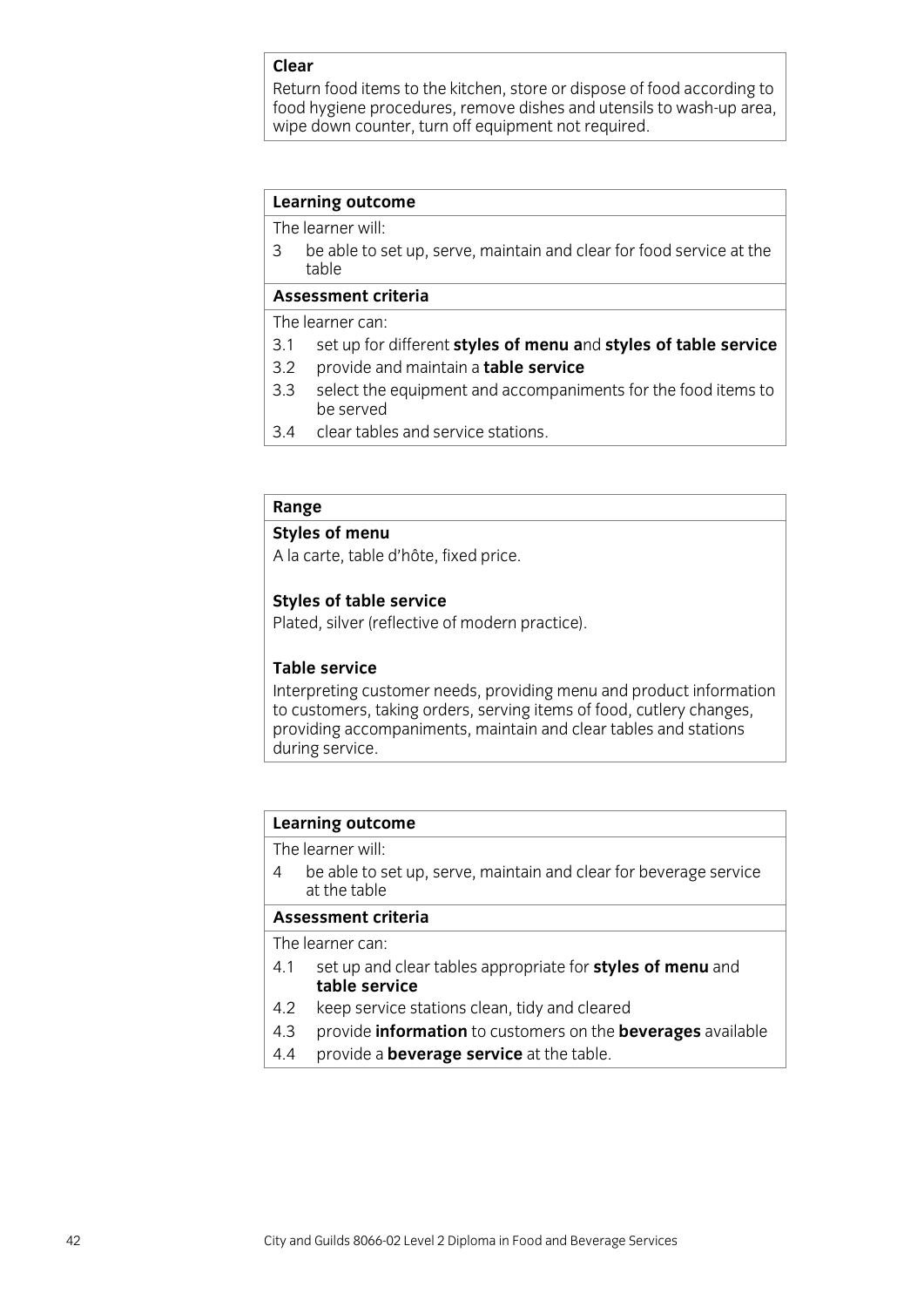**Clear**
Return food items to the kitchen, store or dispose of food according to food hygiene procedures, remove dishes and utensils to wash-up area, wipe down counter, turn off equipment not required.

| **Learning outcome** |
|---|
| The learner will: |
| 3 be able to set up, serve, maintain and clear for food service at the table |
| **Assessment criteria** |
| The learner can: |
| 3.1 set up for different **styles of menu a**nd **styles of table service** |
| 3.2 provide and maintain a **table service** |
| 3.3 select the equipment and accompaniments for the food items to be served |
| 3.4 clear tables and service stations. |

**Range**

**Styles of menu**
A la carte, table d'hôte, fixed price.

**Styles of table service**
Plated, silver (reflective of modern practice).

**Table service**
Interpreting customer needs, providing menu and product information to customers, taking orders, serving items of food, cutlery changes, providing accompaniments, maintain and clear tables and stations during service.

| **Learning outcome** |
|---|
| The learner will: |
| 4 be able to set up, serve, maintain and clear for beverage service at the table |
| **Assessment criteria** |
| The learner can: |
| 4.1 set up and clear tables appropriate for **styles of menu** and **table service** |
| 4.2 keep service stations clean, tidy and cleared |
| 4.3 provide **information** to customers on the **beverages** available |
| 4.4 provide a **beverage service** at the table. |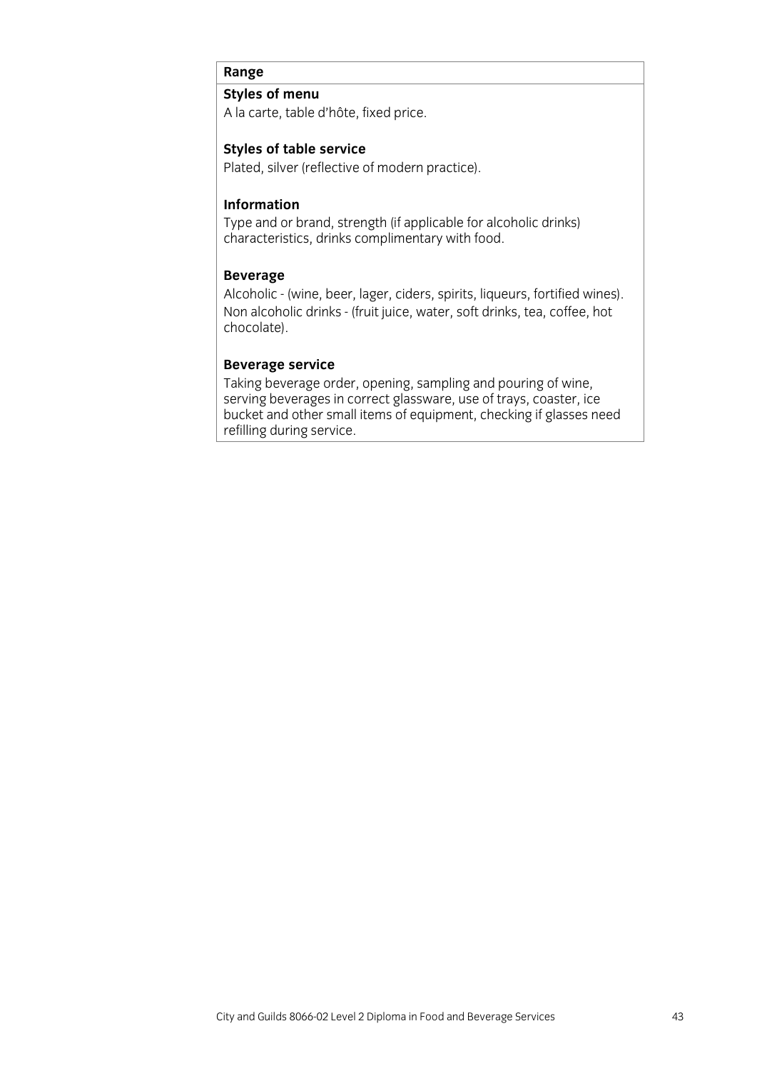**Range**

**Styles of menu**

A la carte, table d'hôte, fixed price.

**Styles of table service**

Plated, silver (reflective of modern practice).

**Information**

Type and or brand, strength (if applicable for alcoholic drinks) characteristics, drinks complimentary with food.

**Beverage**

Alcoholic - (wine, beer, lager, ciders, spirits, liqueurs, fortified wines).
Non alcoholic drinks - (fruit juice, water, soft drinks, tea, coffee, hot chocolate).

**Beverage service**

Taking beverage order, opening, sampling and pouring of wine, serving beverages in correct glassware, use of trays, coaster, ice bucket and other small items of equipment, checking if glasses need refilling during service.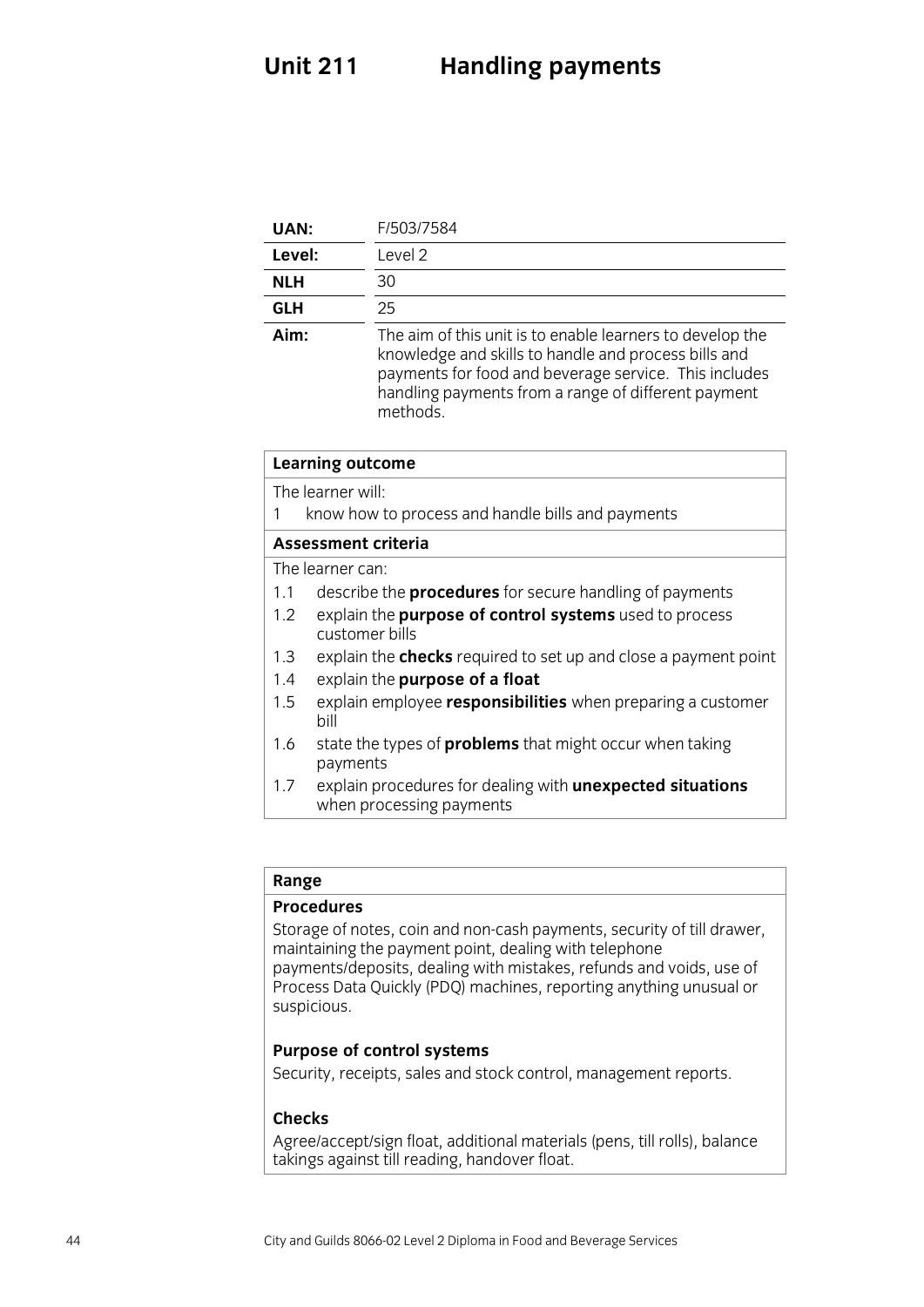# Unit 211 Handling payments

| UAN: | F/503/7584 |
|---|---|
| Level: | Level 2 |
| NLH | 30 |
| GLH | 25 |
| Aim: | The aim of this unit is to enable learners to develop the knowledge and skills to handle and process bills and payments for food and beverage service. This includes handling payments from a range of different payment methods. |

| Learning outcome |
|---|
| The learner will:<br>1 know how to process and handle bills and payments |
| **Assessment criteria** |
| The learner can:<br>1.1 describe the **procedures** for secure handling of payments<br>1.2 explain the **purpose of control systems** used to process customer bills<br>1.3 explain the **checks** required to set up and close a payment point<br>1.4 explain the **purpose of a float**<br>1.5 explain employee **responsibilities** when preparing a customer bill<br>1.6 state the types of **problems** that might occur when taking payments<br>1.7 explain procedures for dealing with **unexpected situations** when processing payments |

| Range |
|---|
| **Procedures**<br>Storage of notes, coin and non-cash payments, security of till drawer, maintaining the payment point, dealing with telephone payments/deposits, dealing with mistakes, refunds and voids, use of Process Data Quickly (PDQ) machines, reporting anything unusual or suspicious.<br><br>**Purpose of control systems**<br>Security, receipts, sales and stock control, management reports.<br><br>**Checks**<br>Agree/accept/sign float, additional materials (pens, till rolls), balance takings against till reading, handover float. |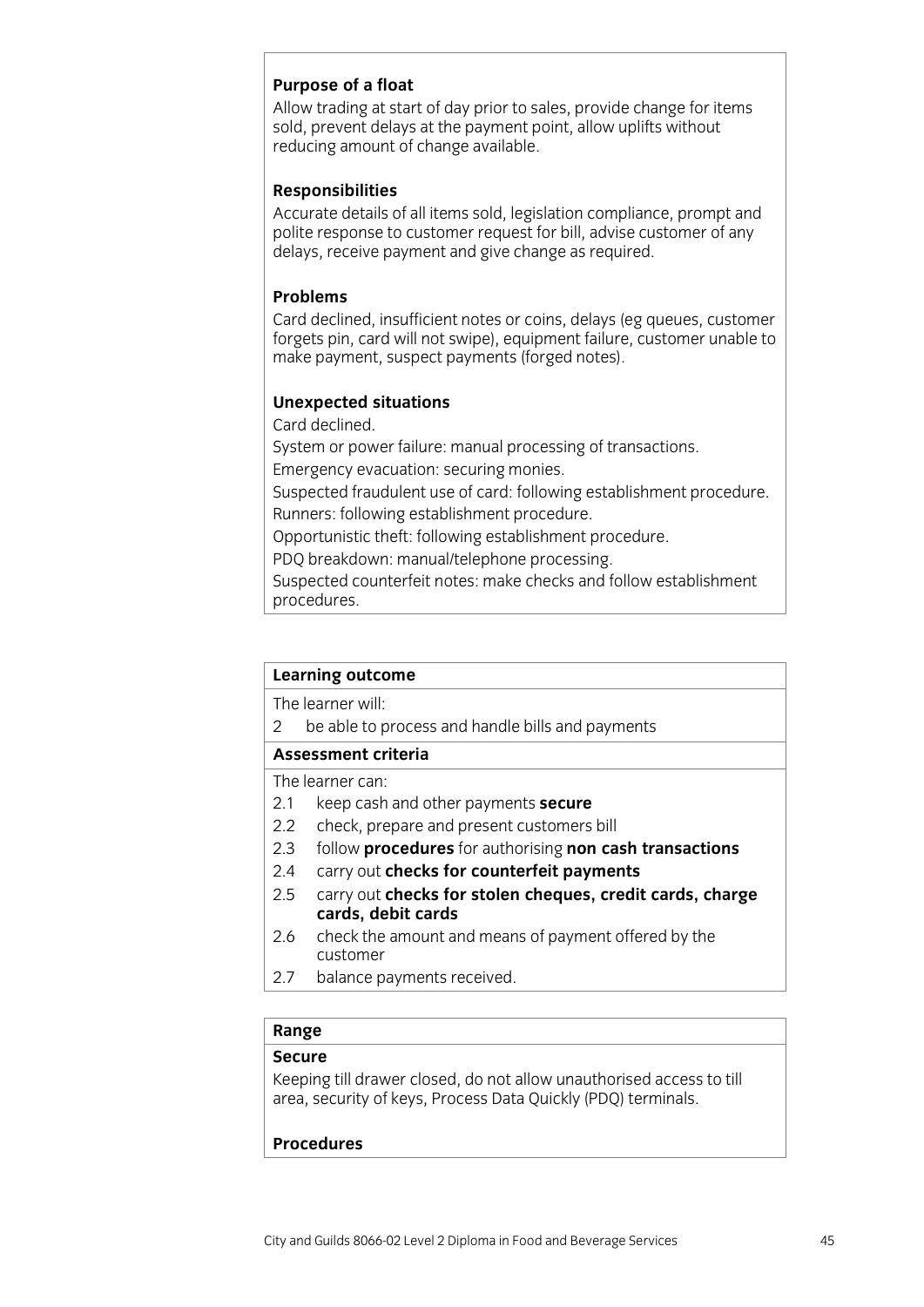**Purpose of a float**

Allow trading at start of day prior to sales, provide change for items sold, prevent delays at the payment point, allow uplifts without reducing amount of change available.

**Responsibilities**

Accurate details of all items sold, legislation compliance, prompt and polite response to customer request for bill, advise customer of any delays, receive payment and give change as required.

**Problems**

Card declined, insufficient notes or coins, delays (eg queues, customer forgets pin, card will not swipe), equipment failure, customer unable to make payment, suspect payments (forged notes).

**Unexpected situations**

Card declined.

System or power failure: manual processing of transactions.

Emergency evacuation: securing monies.

Suspected fraudulent use of card: following establishment procedure.

Runners: following establishment procedure.

Opportunistic theft: following establishment procedure.

PDQ breakdown: manual/telephone processing.

Suspected counterfeit notes: make checks and follow establishment procedures.

**Learning outcome**

The learner will:

2 be able to process and handle bills and payments

**Assessment criteria**

The learner can:

2.1 keep cash and other payments **secure**

2.2 check, prepare and present customers bill

2.3 follow **procedures** for authorising **non cash transactions**

2.4 carry out **checks for counterfeit payments**

2.5 carry out **checks for stolen cheques, credit cards, charge cards, debit cards**

2.6 check the amount and means of payment offered by the customer

2.7 balance payments received.

**Range**

**Secure**

Keeping till drawer closed, do not allow unauthorised access to till area, security of keys, Process Data Quickly (PDQ) terminals.

**Procedures**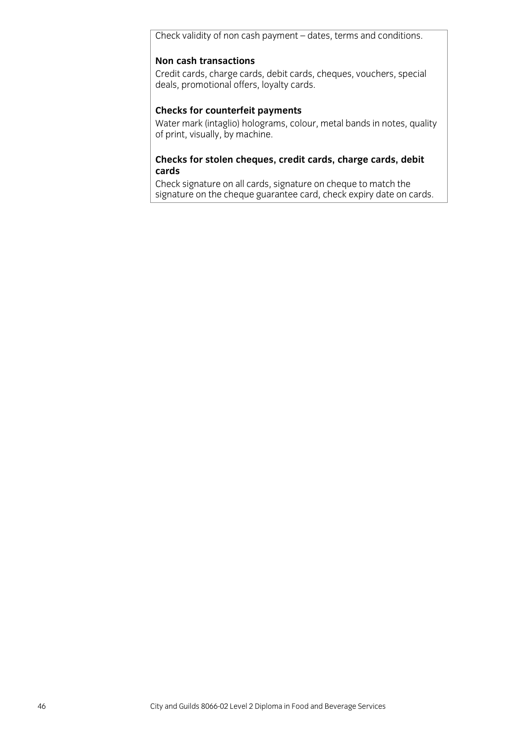Check validity of non cash payment – dates, terms and conditions.

**Non cash transactions**

Credit cards, charge cards, debit cards, cheques, vouchers, special deals, promotional offers, loyalty cards.

**Checks for counterfeit payments**

Water mark (intaglio) holograms, colour, metal bands in notes, quality of print, visually, by machine.

**Checks for stolen cheques, credit cards, charge cards, debit cards**

Check signature on all cards, signature on cheque to match the signature on the cheque guarantee card, check expiry date on cards.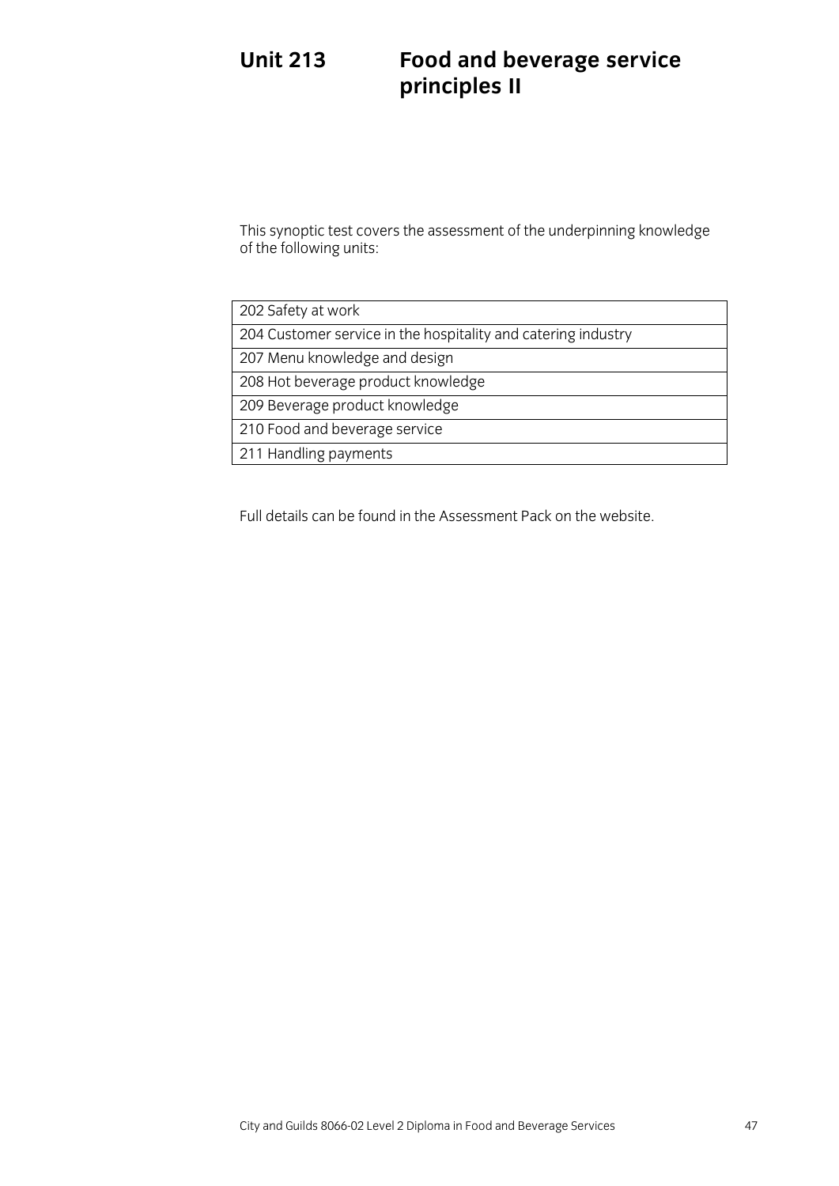# Unit 213 Food and beverage service principles II

This synoptic test covers the assessment of the underpinning knowledge of the following units:

| |
|---|
| 202 Safety at work |
| 204 Customer service in the hospitality and catering industry |
| 207 Menu knowledge and design |
| 208 Hot beverage product knowledge |
| 209 Beverage product knowledge |
| 210 Food and beverage service |
| 211 Handling payments |

Full details can be found in the Assessment Pack on the website.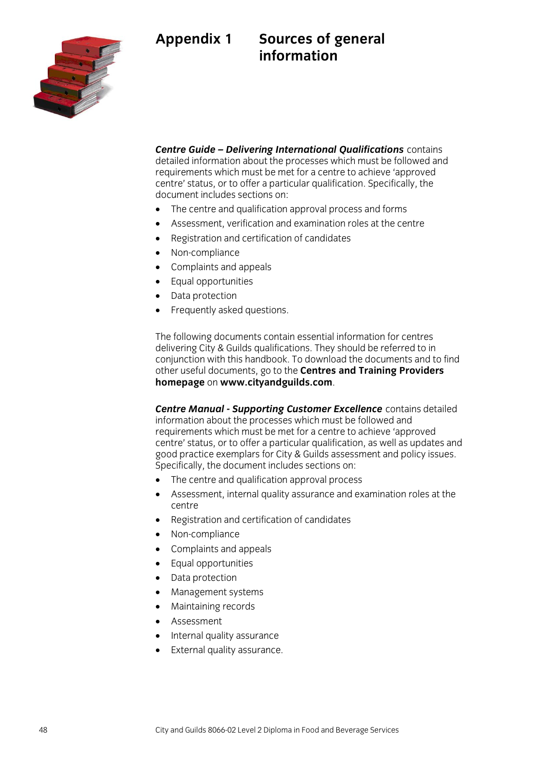# Appendix 1 Sources of general information

***Centre Guide – Delivering International Qualifications*** contains detailed information about the processes which must be followed and requirements which must be met for a centre to achieve 'approved centre' status, or to offer a particular qualification. Specifically, the document includes sections on:

- The centre and qualification approval process and forms
- Assessment, verification and examination roles at the centre
- Registration and certification of candidates
- Non-compliance
- Complaints and appeals
- Equal opportunities
- Data protection
- Frequently asked questions.

The following documents contain essential information for centres delivering City & Guilds qualifications. They should be referred to in conjunction with this handbook. To download the documents and to find other useful documents, go to the **Centres and Training Providers homepage** on **www.cityandguilds.com**.

***Centre Manual - Supporting Customer Excellence*** contains detailed information about the processes which must be followed and requirements which must be met for a centre to achieve 'approved centre' status, or to offer a particular qualification, as well as updates and good practice exemplars for City & Guilds assessment and policy issues. Specifically, the document includes sections on:

- The centre and qualification approval process
- Assessment, internal quality assurance and examination roles at the centre
- Registration and certification of candidates
- Non-compliance
- Complaints and appeals
- Equal opportunities
- Data protection
- Management systems
- Maintaining records
- Assessment
- Internal quality assurance
- External quality assurance.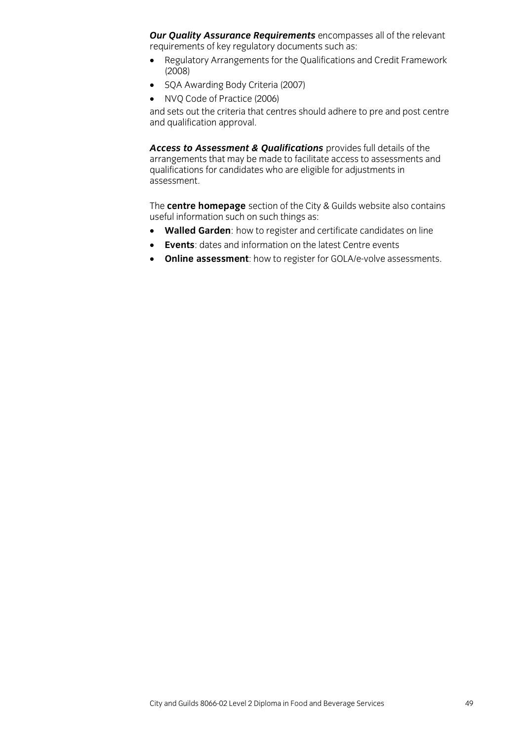***Our Quality Assurance Requirements*** encompasses all of the relevant requirements of key regulatory documents such as:

- Regulatory Arrangements for the Qualifications and Credit Framework (2008)
- SQA Awarding Body Criteria (2007)
- NVQ Code of Practice (2006)

and sets out the criteria that centres should adhere to pre and post centre and qualification approval.

***Access to Assessment & Qualifications*** provides full details of the arrangements that may be made to facilitate access to assessments and qualifications for candidates who are eligible for adjustments in assessment.

The **centre homepage** section of the City & Guilds website also contains useful information such on such things as:

- **Walled Garden**: how to register and certificate candidates on line
- **Events**: dates and information on the latest Centre events
- **Online assessment**: how to register for GOLA/e-volve assessments.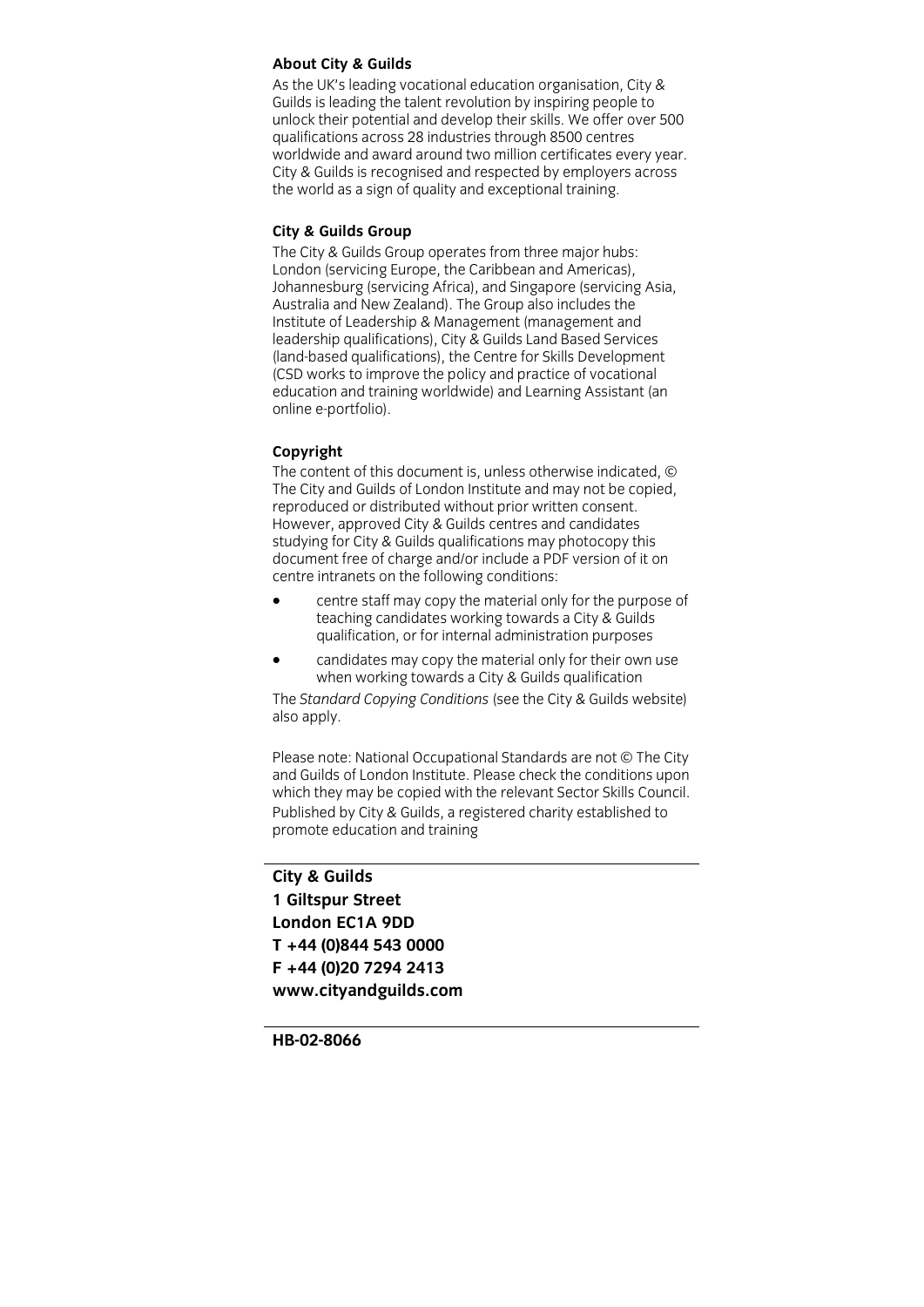### About City & Guilds

As the UK's leading vocational education organisation, City & Guilds is leading the talent revolution by inspiring people to unlock their potential and develop their skills. We offer over 500 qualifications across 28 industries through 8500 centres worldwide and award around two million certificates every year. City & Guilds is recognised and respected by employers across the world as a sign of quality and exceptional training.

### City & Guilds Group

The City & Guilds Group operates from three major hubs: London (servicing Europe, the Caribbean and Americas), Johannesburg (servicing Africa), and Singapore (servicing Asia, Australia and New Zealand). The Group also includes the Institute of Leadership & Management (management and leadership qualifications), City & Guilds Land Based Services (land-based qualifications), the Centre for Skills Development (CSD works to improve the policy and practice of vocational education and training worldwide) and Learning Assistant (an online e-portfolio).

### Copyright

The content of this document is, unless otherwise indicated, © The City and Guilds of London Institute and may not be copied, reproduced or distributed without prior written consent. However, approved City & Guilds centres and candidates studying for City & Guilds qualifications may photocopy this document free of charge and/or include a PDF version of it on centre intranets on the following conditions:

- centre staff may copy the material only for the purpose of teaching candidates working towards a City & Guilds qualification, or for internal administration purposes
- candidates may copy the material only for their own use when working towards a City & Guilds qualification

The *Standard Copying Conditions* (see the City & Guilds website) also apply.

Please note: National Occupational Standards are not © The City and Guilds of London Institute. Please check the conditions upon which they may be copied with the relevant Sector Skills Council.
Published by City & Guilds, a registered charity established to promote education and training

---

**City & Guilds**
**1 Giltspur Street**
**London EC1A 9DD**
**T +44 (0)844 543 0000**
**F +44 (0)20 7294 2413**
**www.cityandguilds.com**

---

**HB-02-8066**